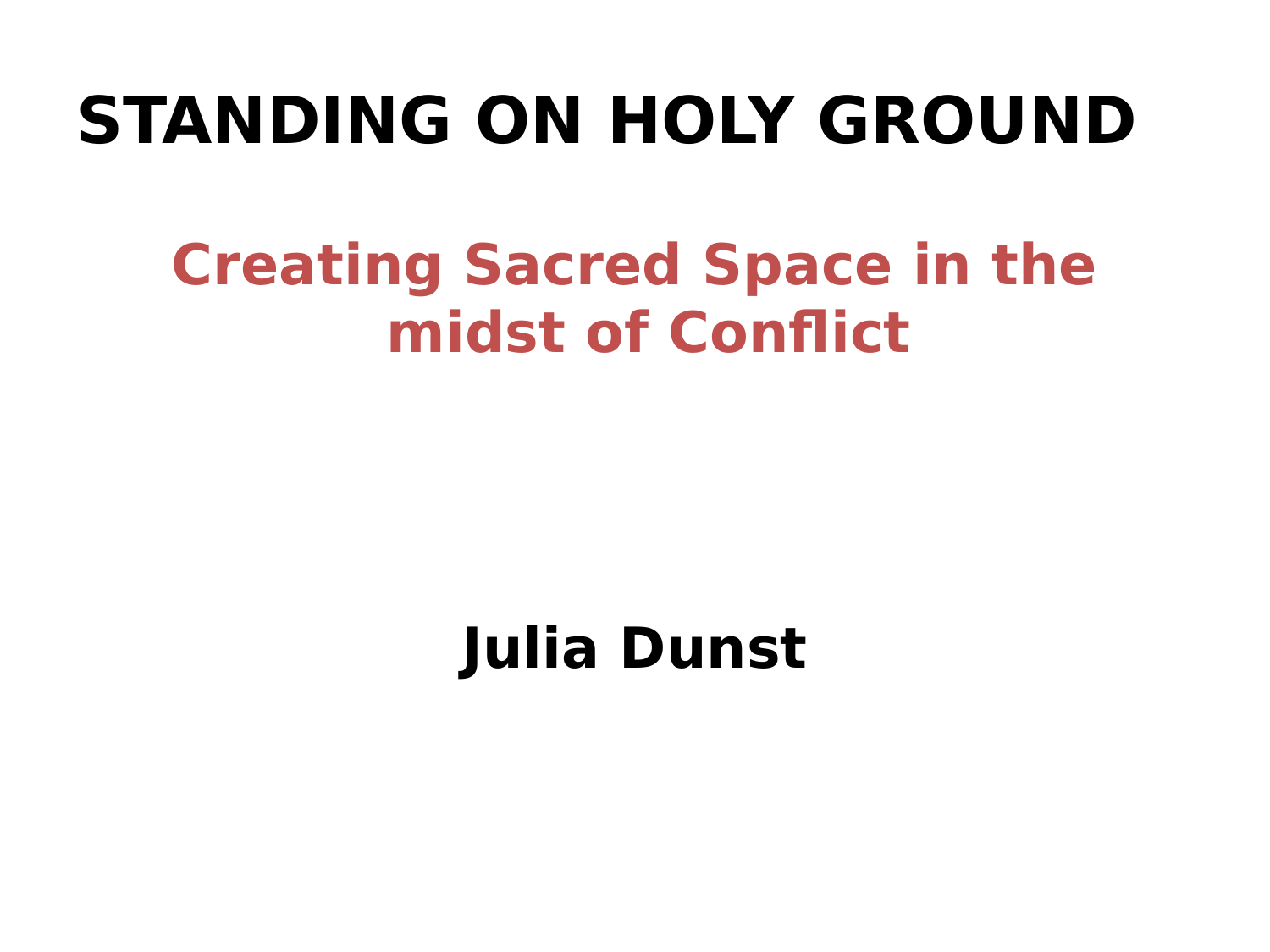# STANDING ON HOLY GROUND

## Creating Sacred Space in the midst of Conflict

**Julia Dunst**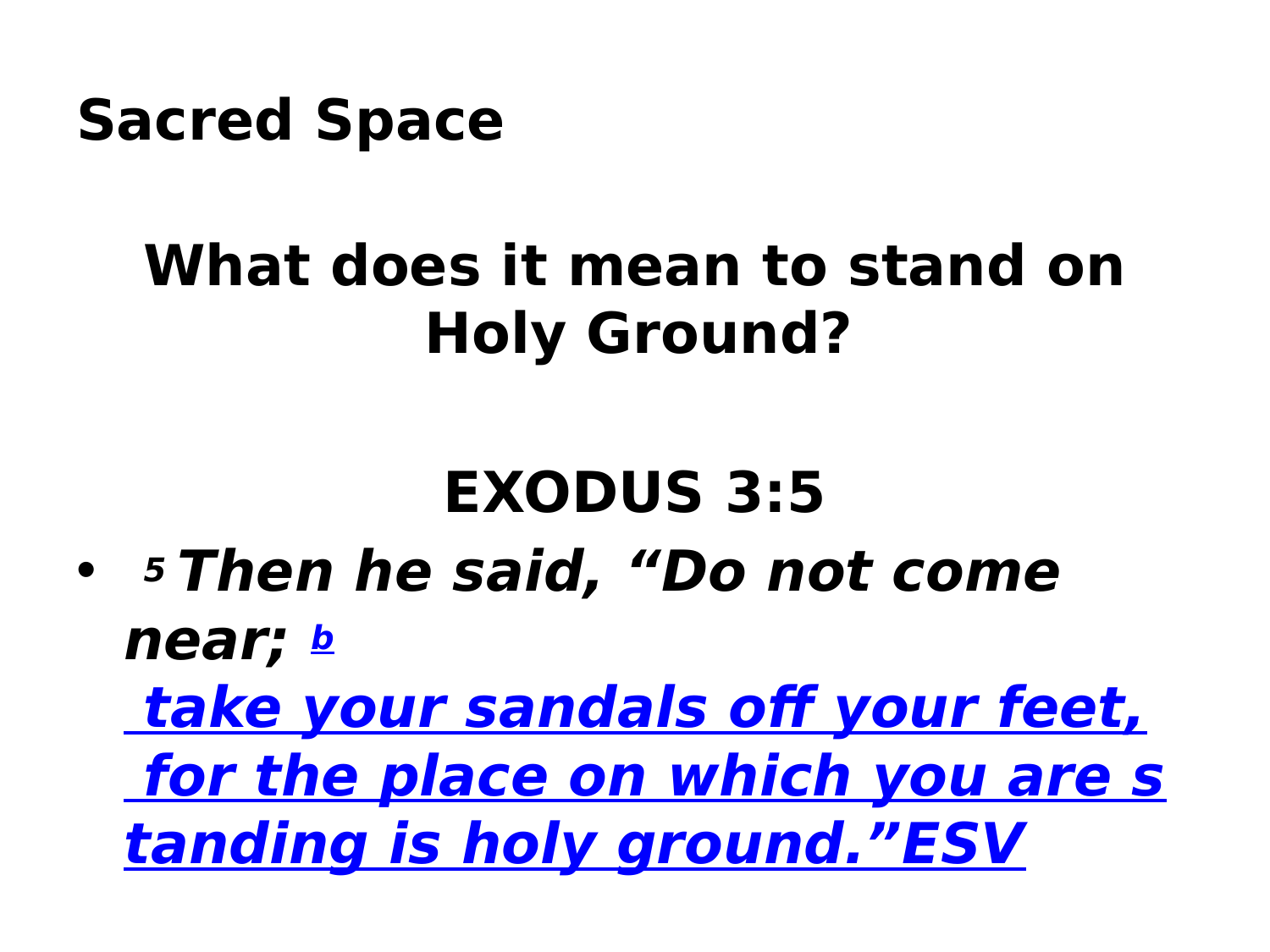# Sacred Space

## What does it mean to stand on Holy Ground?

## EXODUS 3:5

- ***[5] Then he said, "Do not come near; [b] take your sandals off your feet, for the place on which you are standing is holy ground." ESV***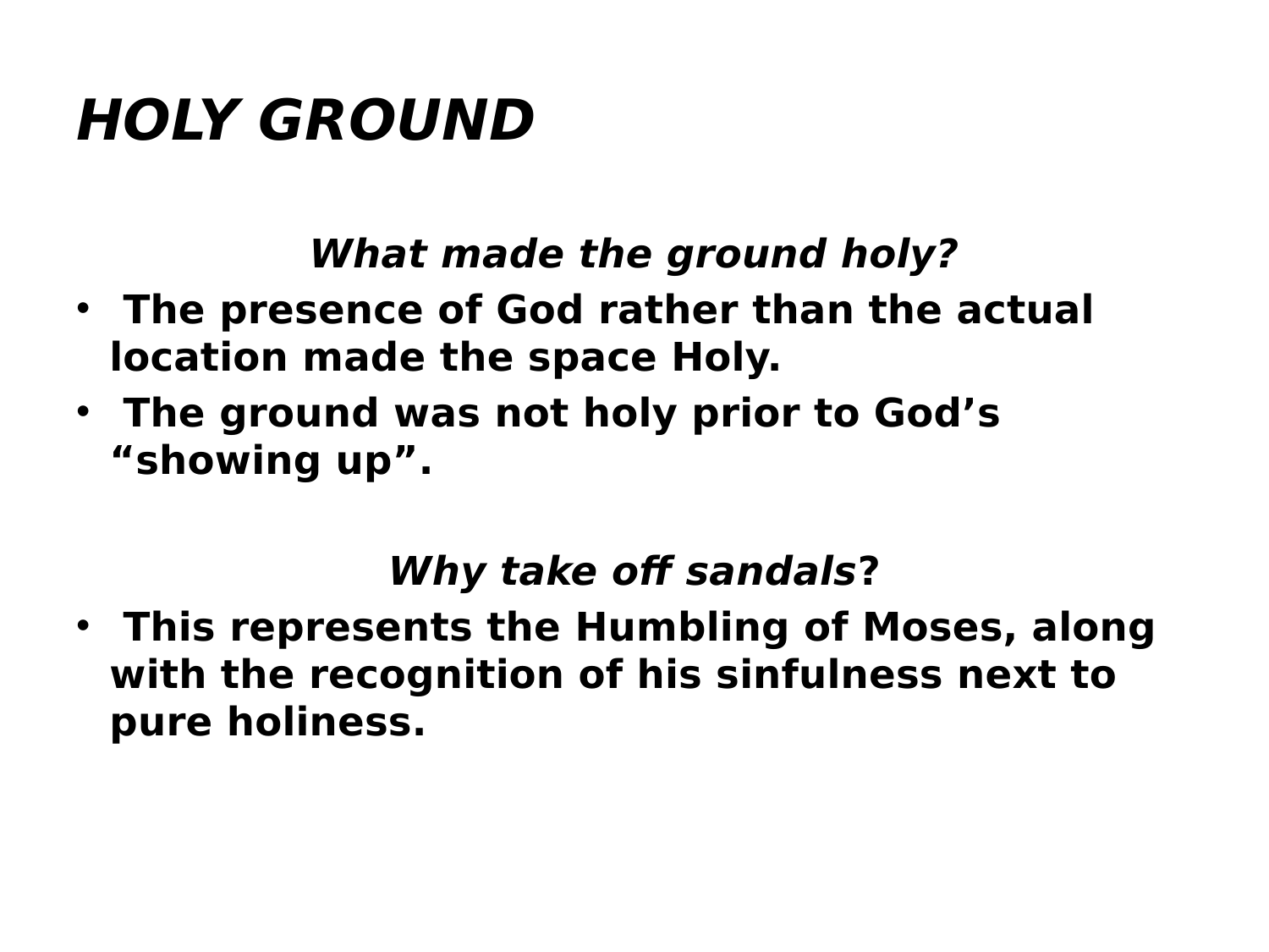# *HOLY GROUND*

***What made the ground holy?***

- **The presence of God rather than the actual location made the space Holy.**
- **The ground was not holy prior to God's "showing up".**

***Why take off sandals*?**

- **This represents the Humbling of Moses, along with the recognition of his sinfulness next to pure holiness.**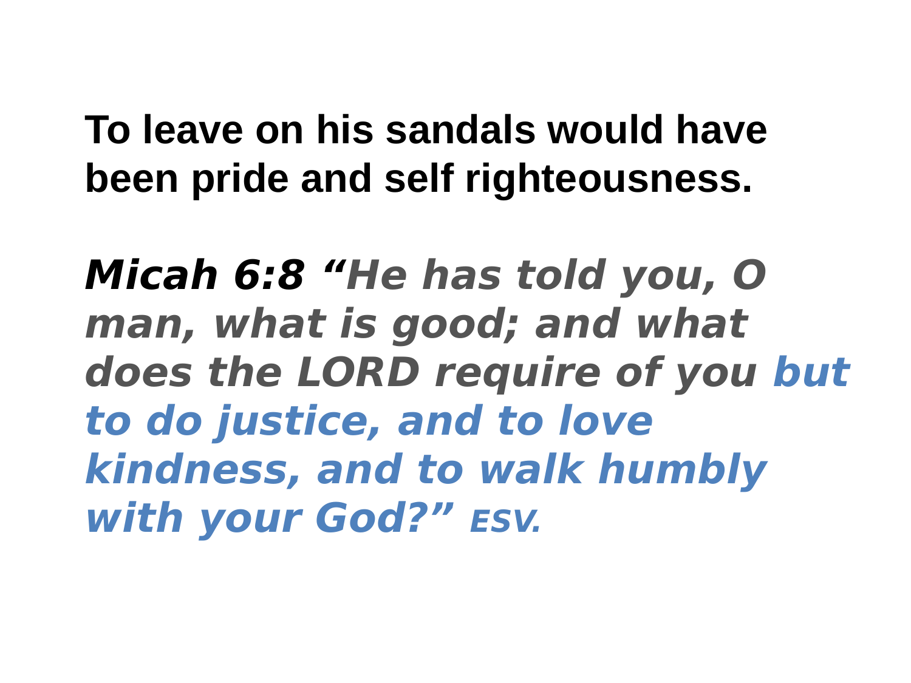**To leave on his sandals would have been pride and self righteousness.**

***Micah 6:8 "He has told you, O man, what is good; and what does the LORD require of you but to do justice, and to love kindness, and to walk humbly with your God?" ESV.***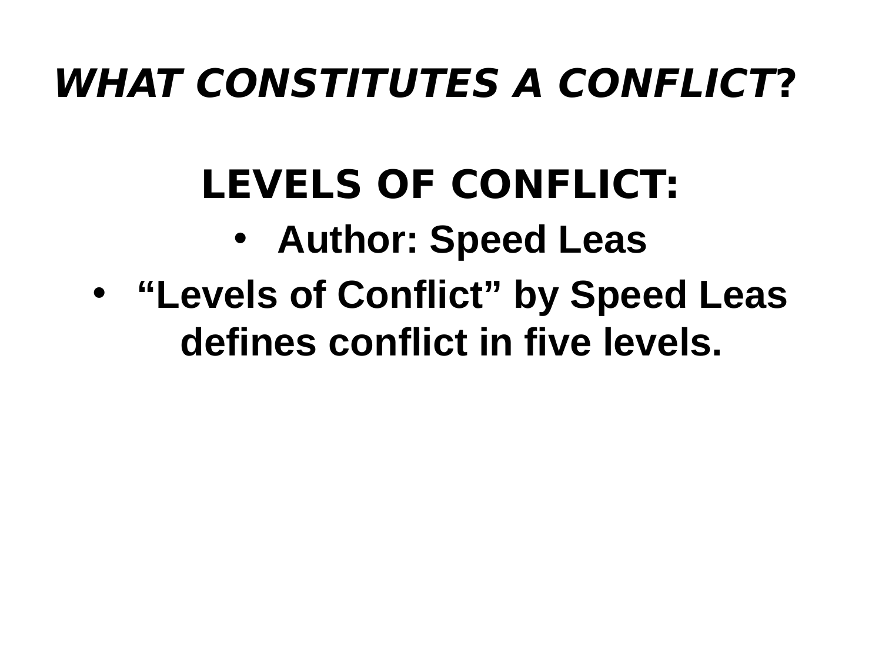# *WHAT CONSTITUTES A CONFLICT?*

## LEVELS OF CONFLICT:

- **Author: Speed Leas**
- **"Levels of Conflict" by Speed Leas defines conflict in five levels.**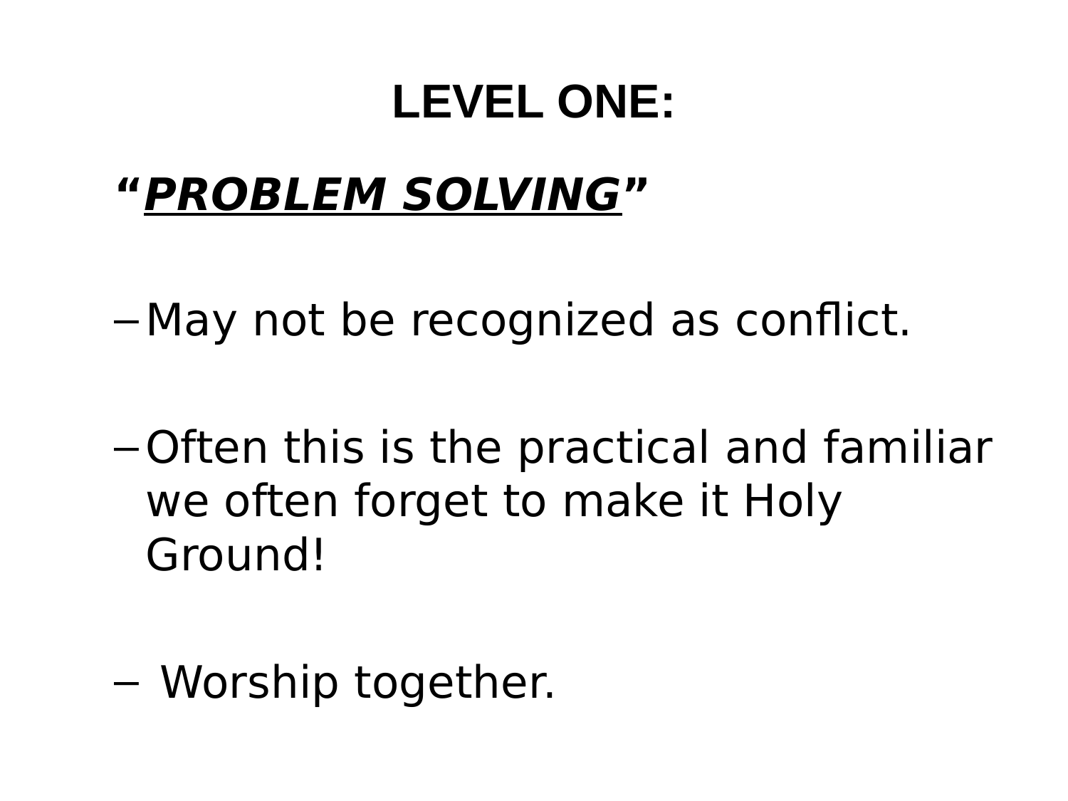# LEVEL ONE:

**“*<u>PROBLEM SOLVING</u>*”**

- May not be recognized as conflict.
- Often this is the practical and familiar we often forget to make it Holy Ground!
- Worship together.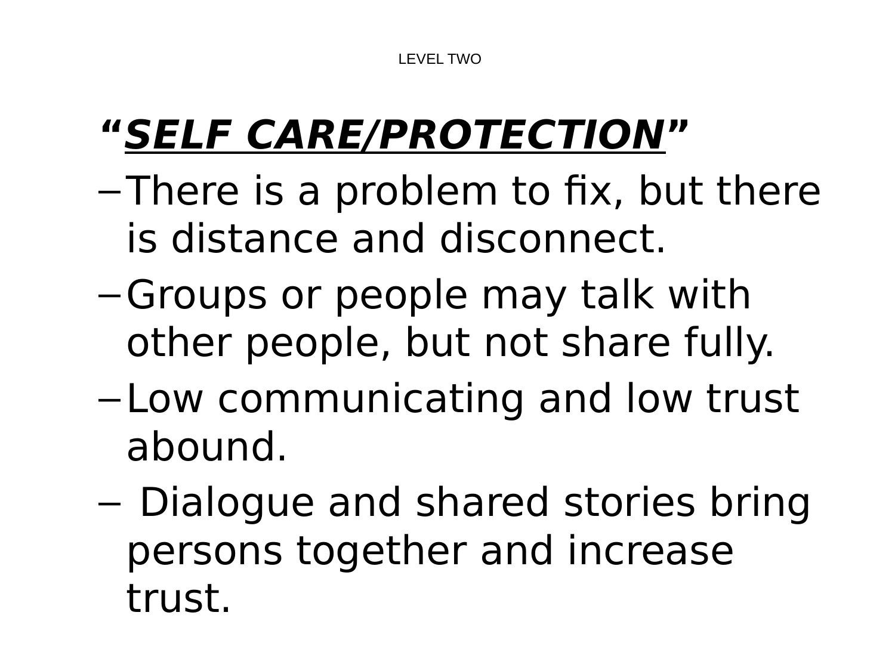LEVEL TWO

## “***<u>SELF CARE/PROTECTION</u>***”

- There is a problem to fix, but there is distance and disconnect.
- Groups or people may talk with other people, but not share fully.
- Low communicating and low trust abound.
- Dialogue and shared stories bring persons together and increase trust.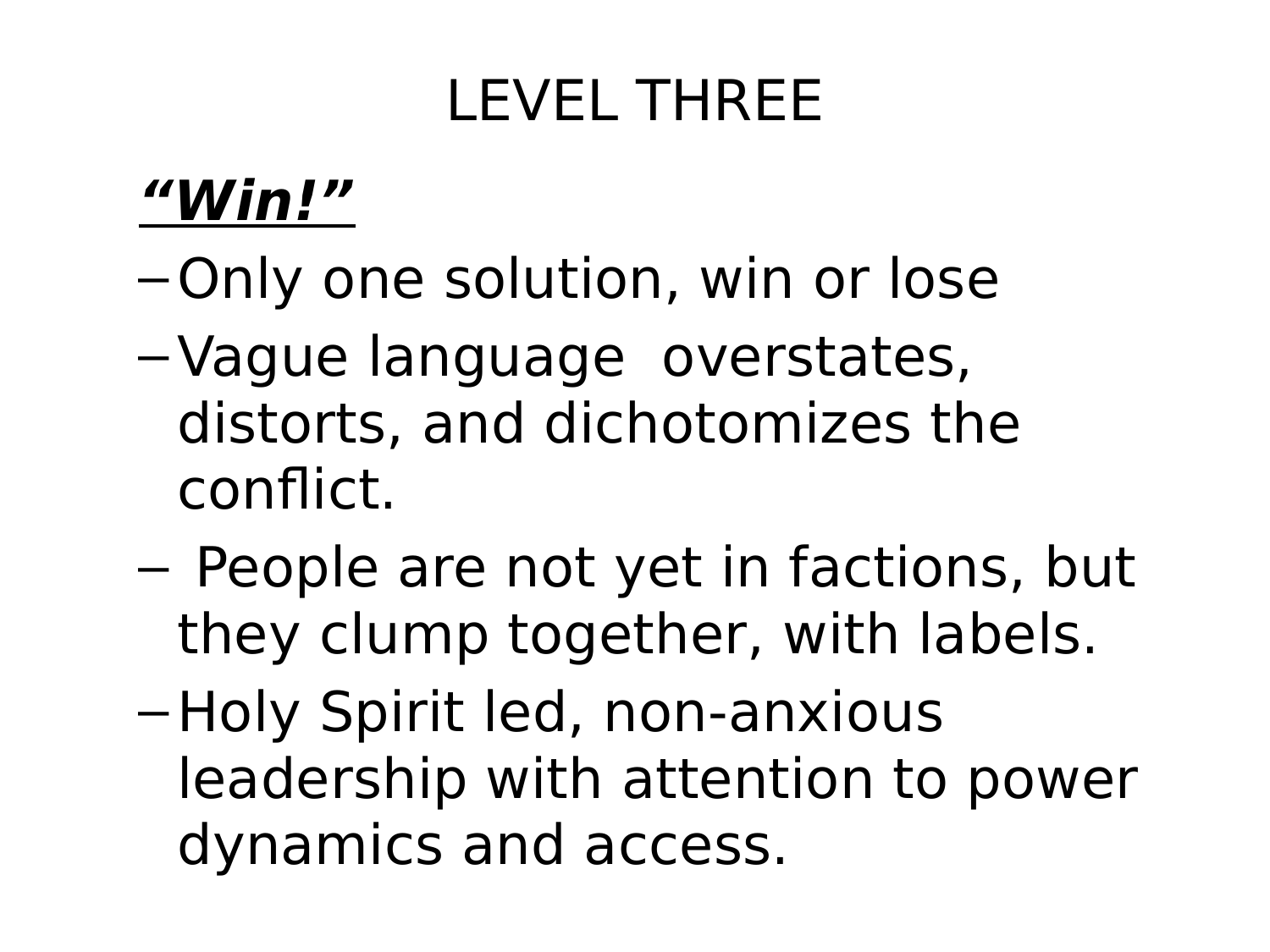# LEVEL THREE

***“Win!”***

- Only one solution, win or lose
- Vague language  overstates, distorts, and dichotomizes the conflict.
- People are not yet in factions, but they clump together, with labels.
- Holy Spirit led, non-anxious leadership with attention to power dynamics and access.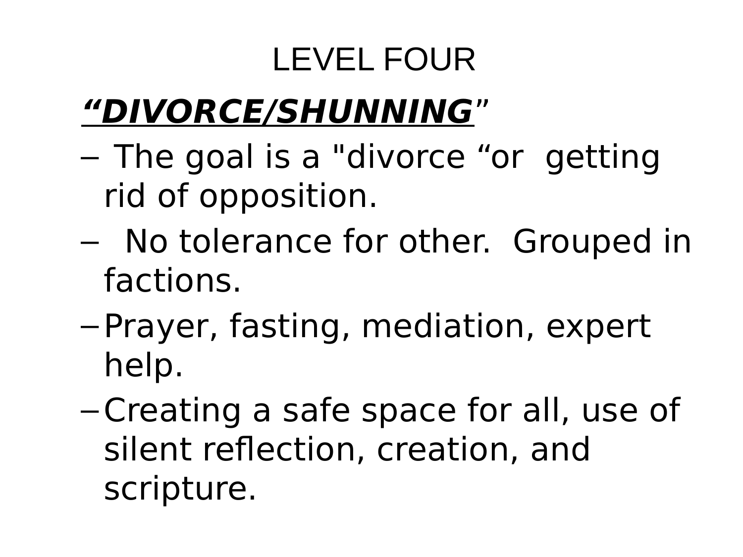# LEVEL FOUR

***"DIVORCE/SHUNNING"***

- The goal is a "divorce "or getting rid of opposition.
- No tolerance for other. Grouped in factions.
- Prayer, fasting, mediation, expert help.
- Creating a safe space for all, use of silent reflection, creation, and scripture.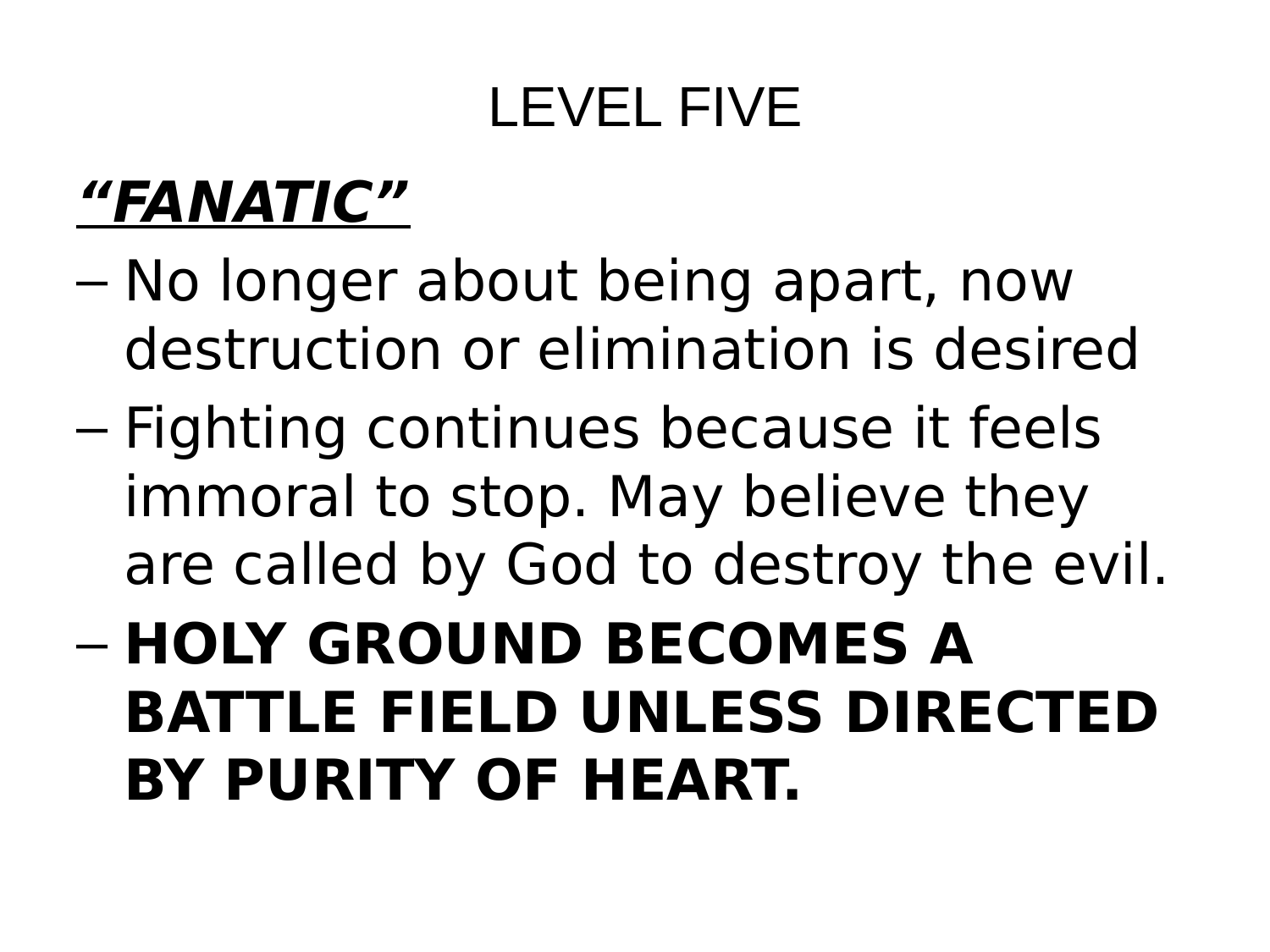# LEVEL FIVE

***“FANATIC”***

- No longer about being apart, now destruction or elimination is desired
- Fighting continues because it feels immoral to stop. May believe they are called by God to destroy the evil.
- **HOLY GROUND BECOMES A BATTLE FIELD UNLESS DIRECTED BY PURITY OF HEART.**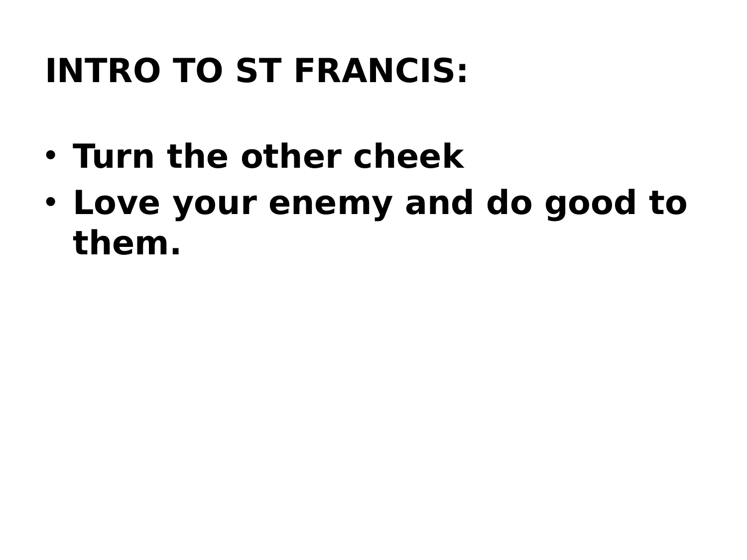# INTRO TO ST FRANCIS:

- **Turn the other cheek**
- **Love your enemy and do good to them.**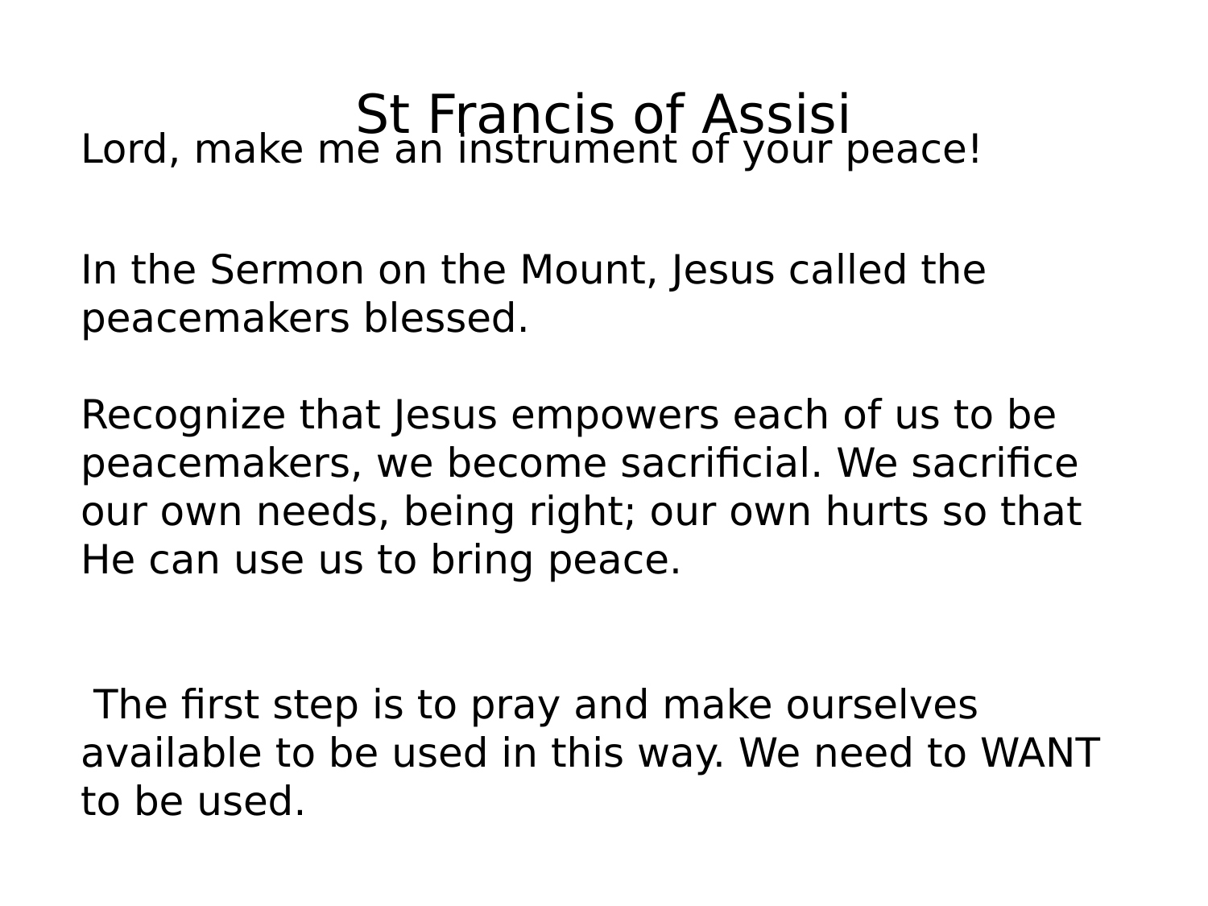# St Francis of Assisi

Lord, make me an instrument of your peace!

In the Sermon on the Mount, Jesus called the peacemakers blessed.

Recognize that Jesus empowers each of us to be peacemakers, we become sacrificial. We sacrifice our own needs, being right; our own hurts so that He can use us to bring peace.

The first step is to pray and make ourselves available to be used in this way. We need to WANT to be used.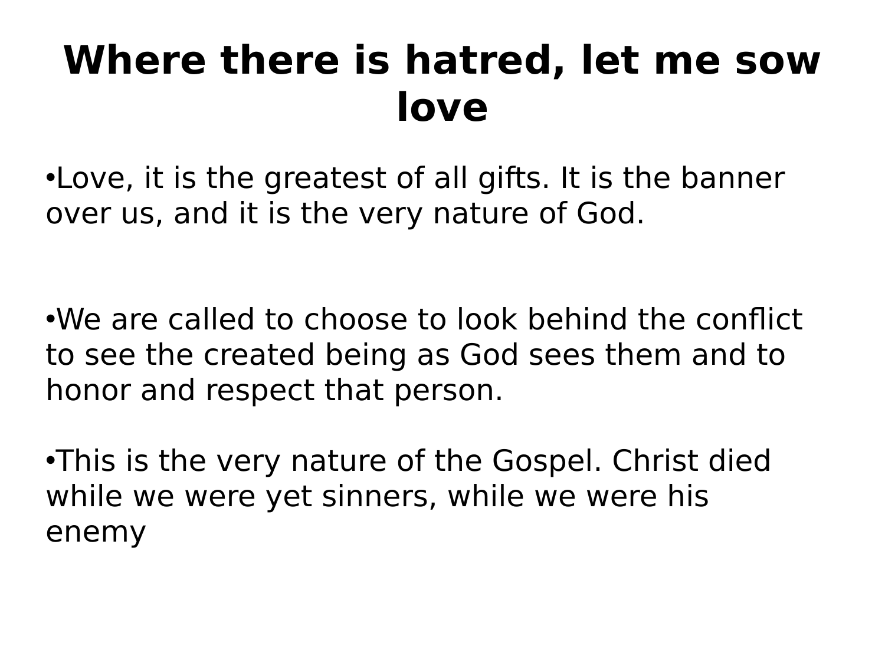# Where there is hatred, let me sow love

- Love, it is the greatest of all gifts. It is the banner over us, and it is the very nature of God.

- We are called to choose to look behind the conflict to see the created being as God sees them and to honor and respect that person.

- This is the very nature of the Gospel. Christ died while we were yet sinners, while we were his enemy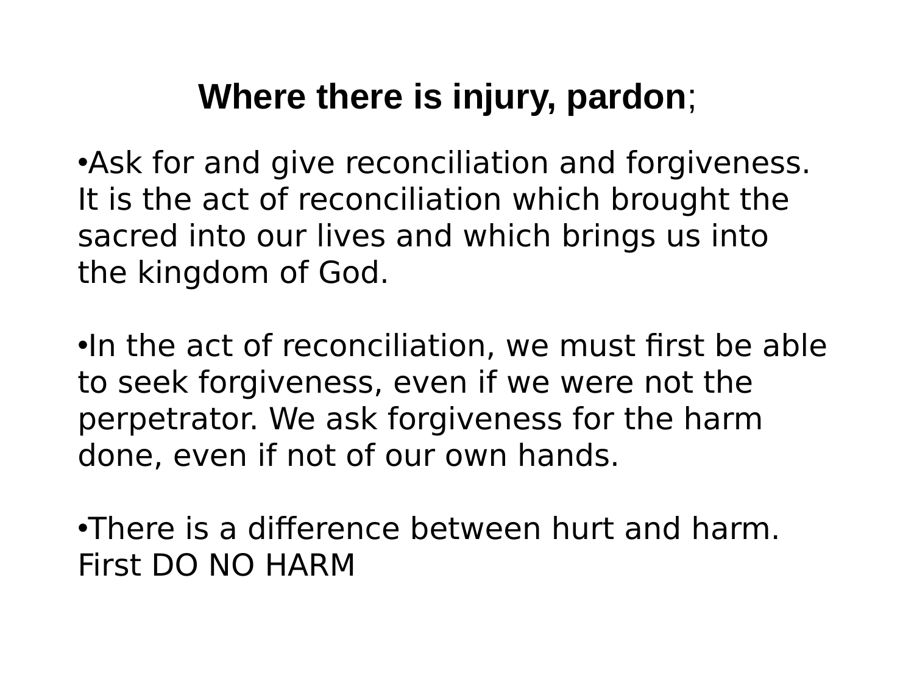## **Where there is injury, pardon**;

- Ask for and give reconciliation and forgiveness. It is the act of reconciliation which brought the sacred into our lives and which brings us into the kingdom of God.

- In the act of reconciliation, we must first be able to seek forgiveness, even if we were not the perpetrator. We ask forgiveness for the harm done, even if not of our own hands.

- There is a difference between hurt and harm. First DO NO HARM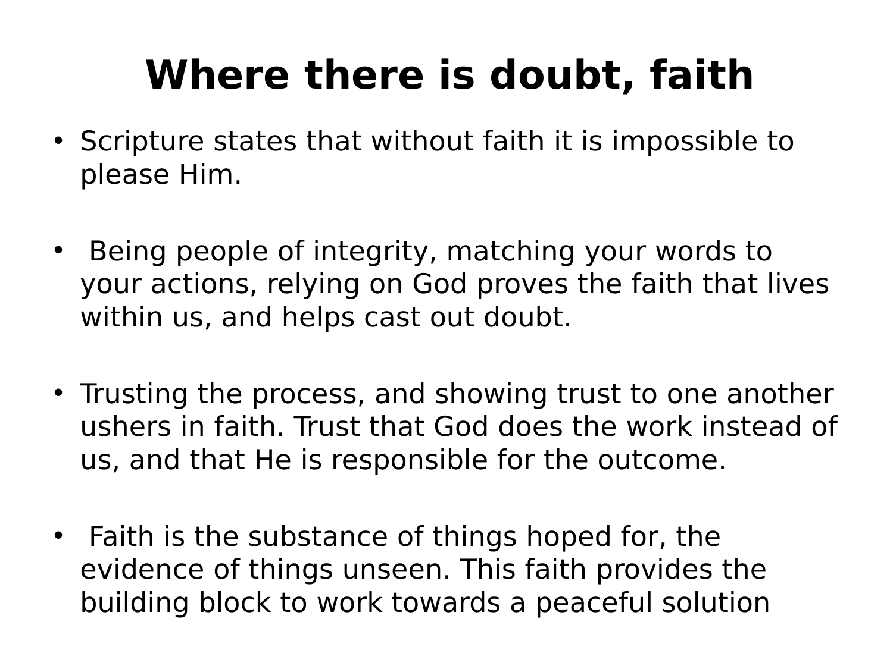# Where there is doubt, faith

- Scripture states that without faith it is impossible to please Him.
- Being people of integrity, matching your words to your actions, relying on God proves the faith that lives within us, and helps cast out doubt.
- Trusting the process, and showing trust to one another ushers in faith. Trust that God does the work instead of us, and that He is responsible for the outcome.
- Faith is the substance of things hoped for, the evidence of things unseen. This faith provides the building block to work towards a peaceful solution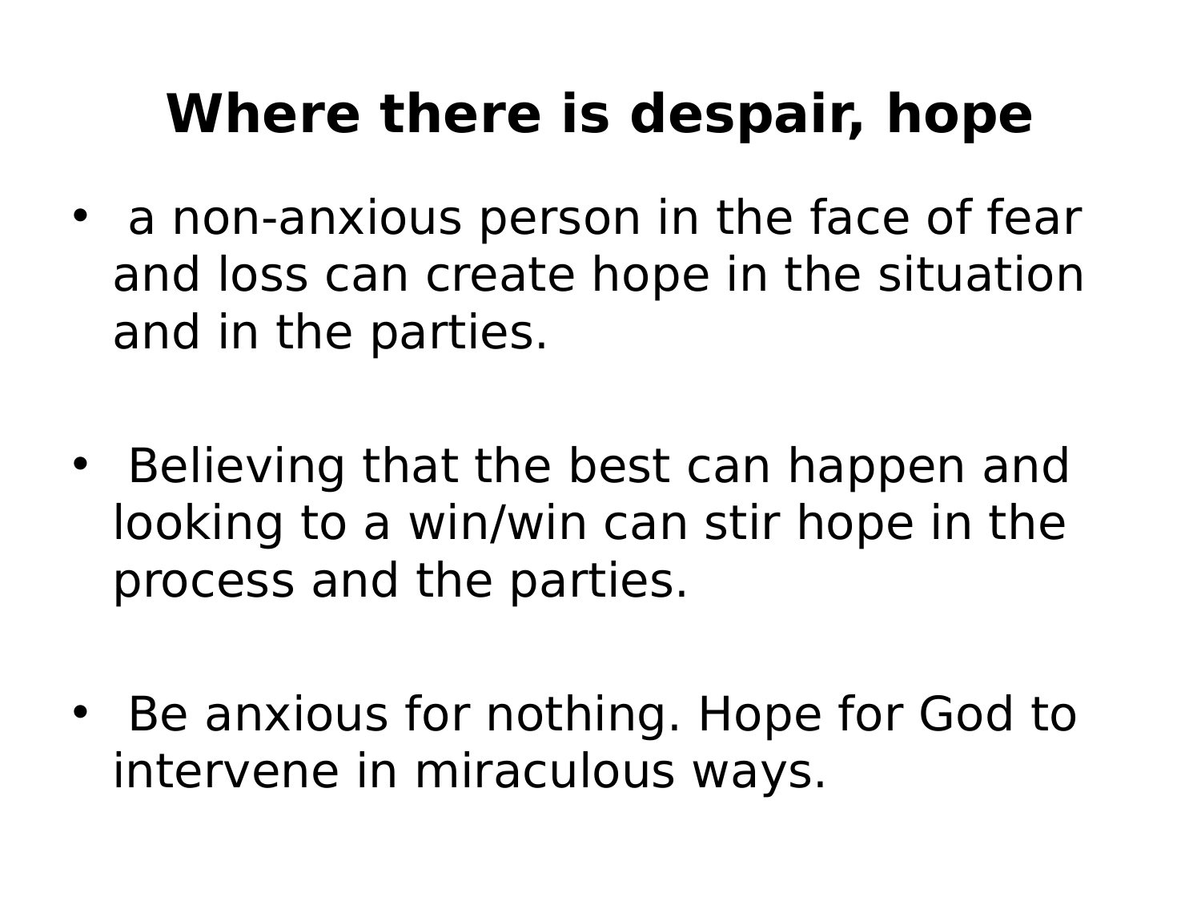# Where there is despair, hope

- a non-anxious person in the face of fear and loss can create hope in the situation and in the parties.
- Believing that the best can happen and looking to a win/win can stir hope in the process and the parties.
- Be anxious for nothing. Hope for God to intervene in miraculous ways.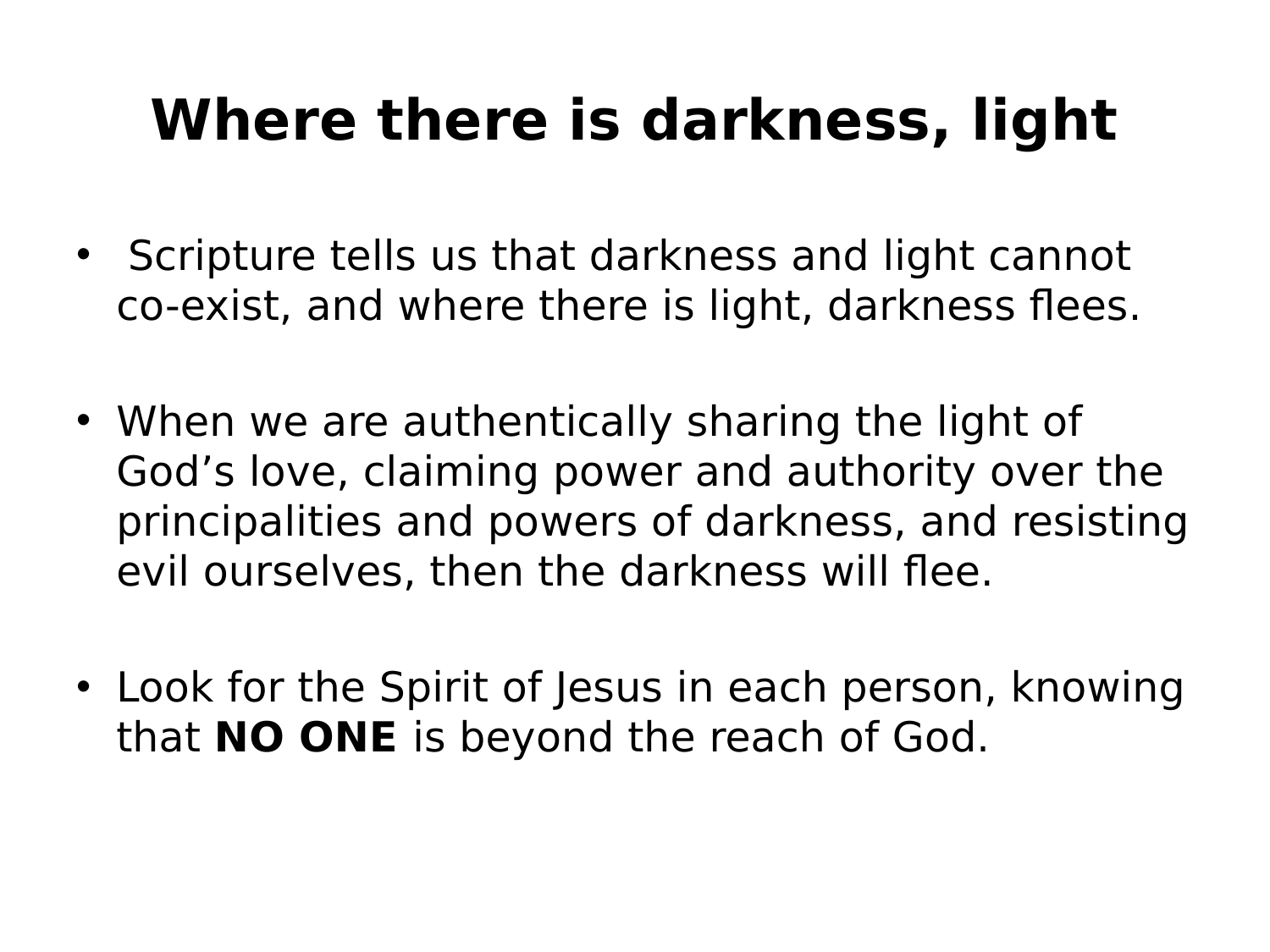# Where there is darkness, light

- Scripture tells us that darkness and light cannot co-exist, and where there is light, darkness flees.
- When we are authentically sharing the light of God’s love, claiming power and authority over the principalities and powers of darkness, and resisting evil ourselves, then the darkness will flee.
- Look for the Spirit of Jesus in each person, knowing that **NO ONE** is beyond the reach of God.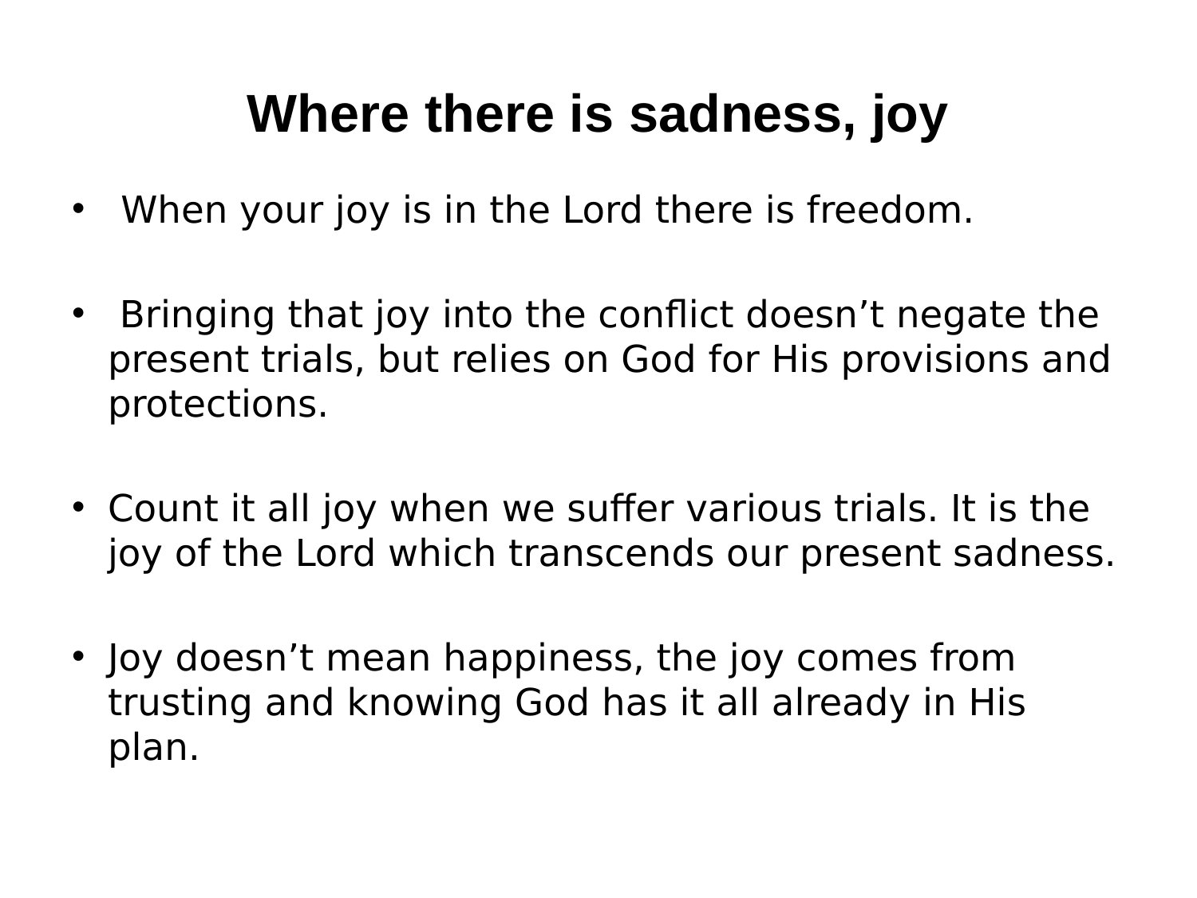# Where there is sadness, joy

- When your joy is in the Lord there is freedom.
- Bringing that joy into the conflict doesn’t negate the present trials, but relies on God for His provisions and protections.
- Count it all joy when we suffer various trials. It is the joy of the Lord which transcends our present sadness.
- Joy doesn’t mean happiness, the joy comes from trusting and knowing God has it all already in His plan.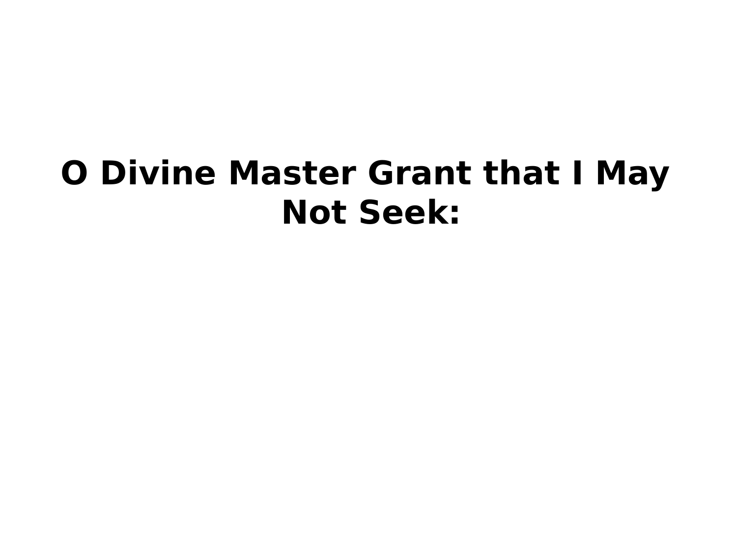# O Divine Master Grant that I May Not Seek: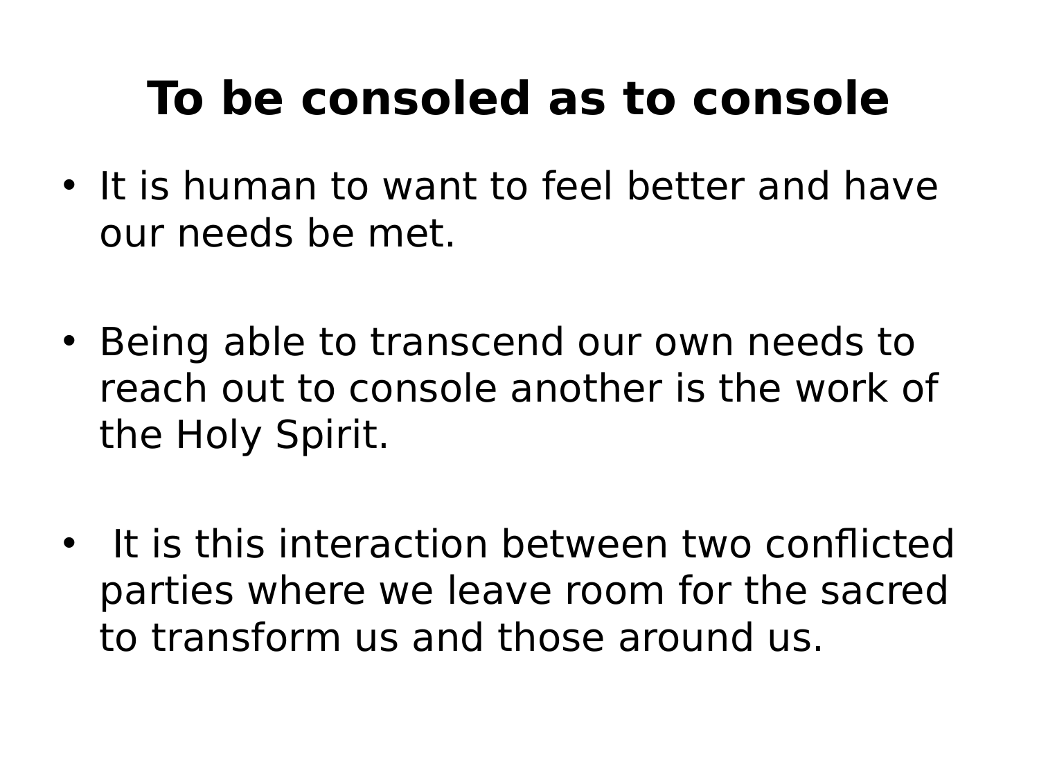# To be consoled as to console

- It is human to want to feel better and have our needs be met.
- Being able to transcend our own needs to reach out to console another is the work of the Holy Spirit.
- It is this interaction between two conflicted parties where we leave room for the sacred to transform us and those around us.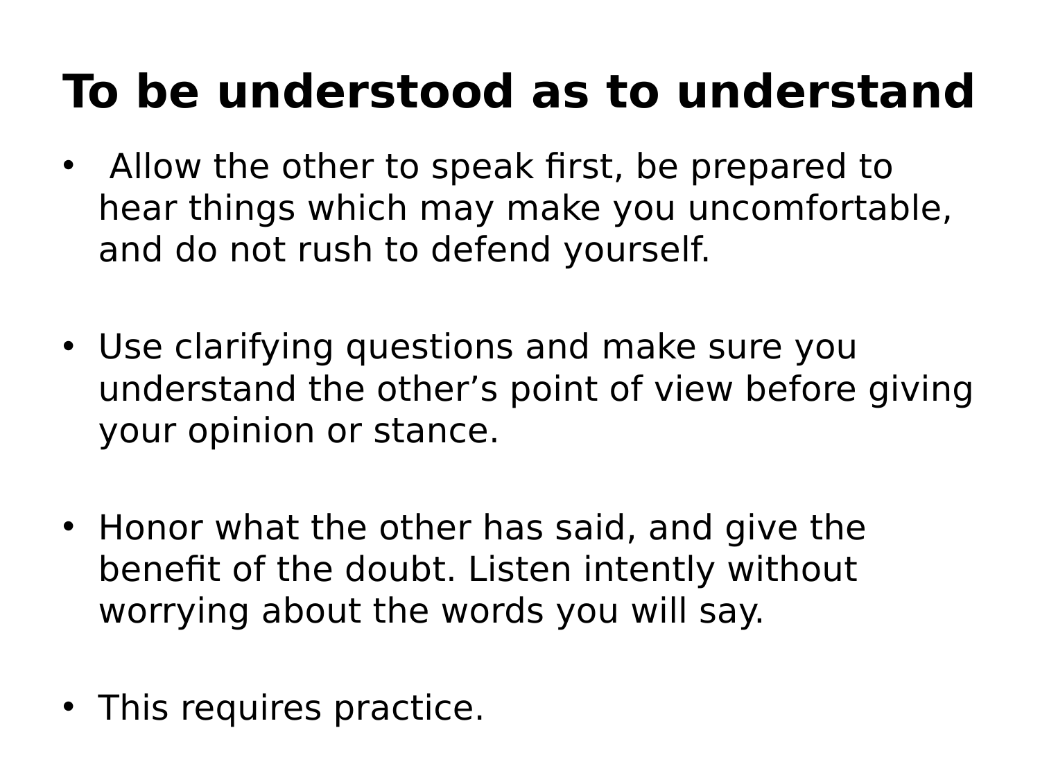# To be understood as to understand

- Allow the other to speak first, be prepared to hear things which may make you uncomfortable, and do not rush to defend yourself.
- Use clarifying questions and make sure you understand the other's point of view before giving your opinion or stance.
- Honor what the other has said, and give the benefit of the doubt. Listen intently without worrying about the words you will say.
- This requires practice.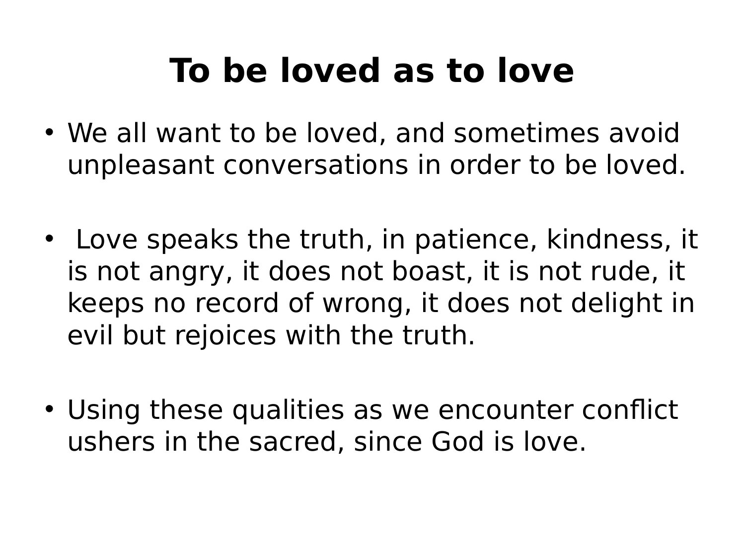# To be loved as to love

- We all want to be loved, and sometimes avoid unpleasant conversations in order to be loved.
- Love speaks the truth, in patience, kindness, it is not angry, it does not boast, it is not rude, it keeps no record of wrong, it does not delight in evil but rejoices with the truth.
- Using these qualities as we encounter conflict ushers in the sacred, since God is love.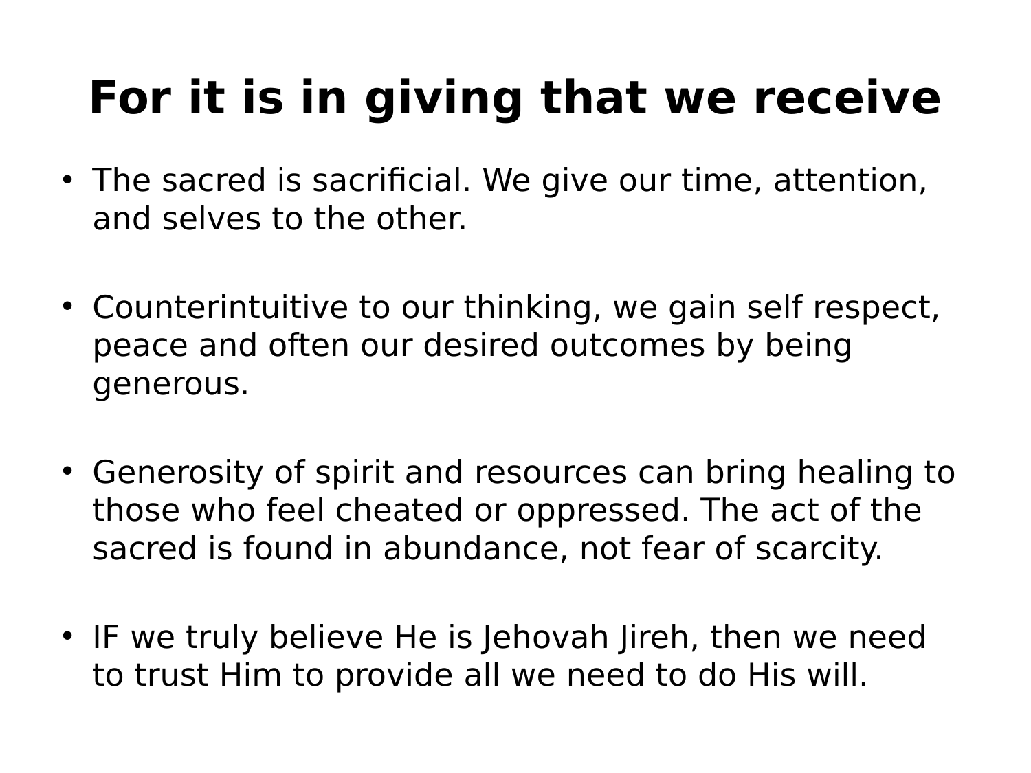# For it is in giving that we receive

- The sacred is sacrificial. We give our time, attention, and selves to the other.
- Counterintuitive to our thinking, we gain self respect, peace and often our desired outcomes by being generous.
- Generosity of spirit and resources can bring healing to those who feel cheated or oppressed. The act of the sacred is found in abundance, not fear of scarcity.
- IF we truly believe He is Jehovah Jireh, then we need to trust Him to provide all we need to do His will.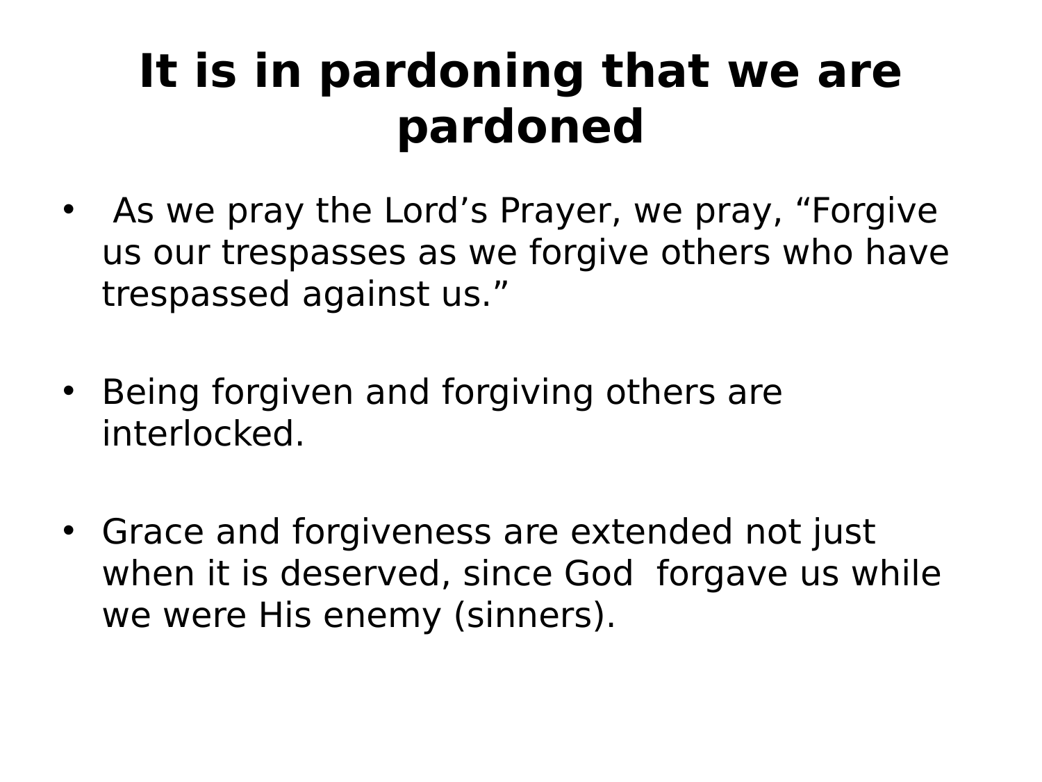# It is in pardoning that we are pardoned

- As we pray the Lord’s Prayer, we pray, “Forgive us our trespasses as we forgive others who have trespassed against us.”

- Being forgiven and forgiving others are interlocked.

- Grace and forgiveness are extended not just when it is deserved, since God forgave us while we were His enemy (sinners).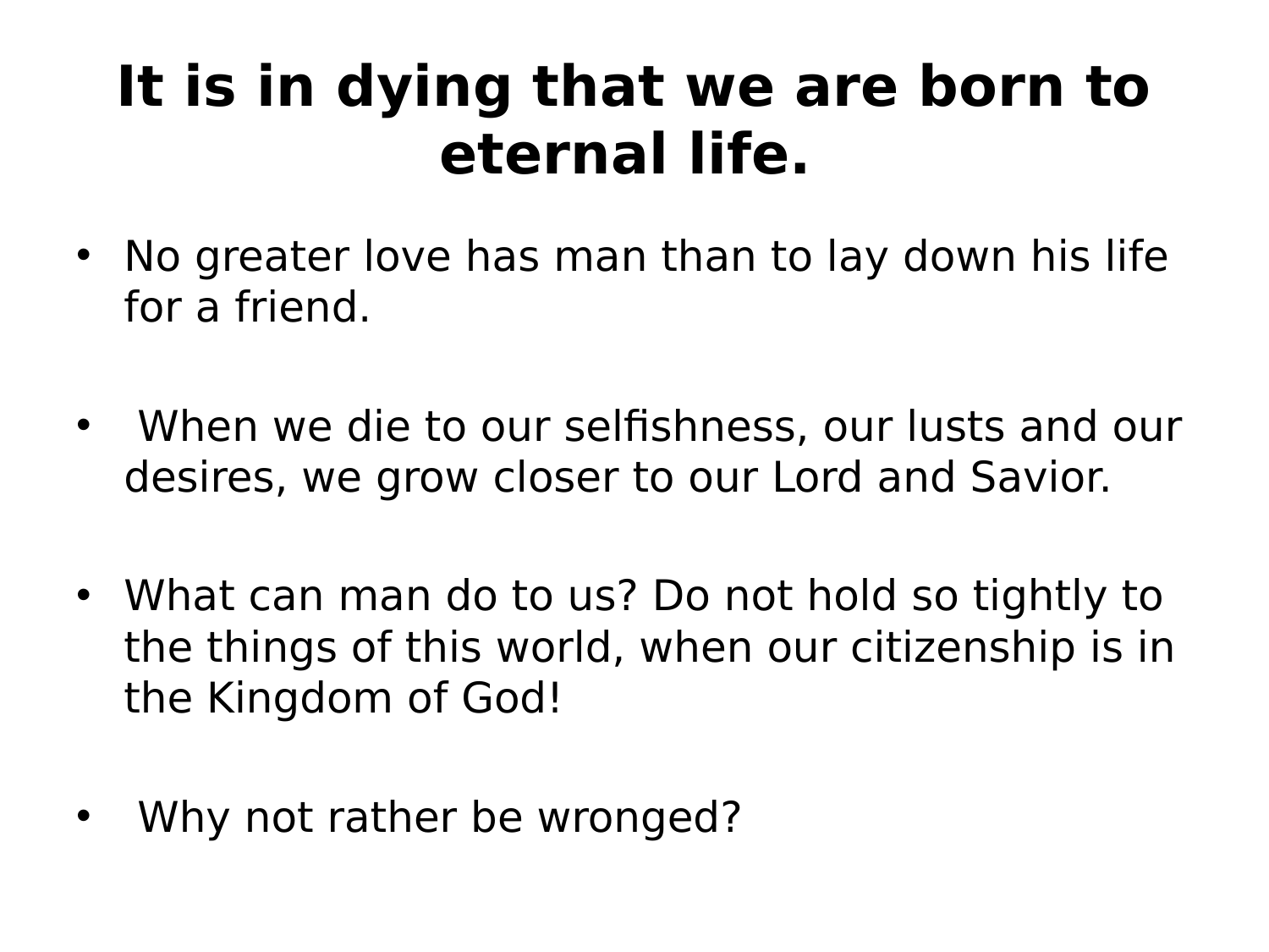# It is in dying that we are born to eternal life.

- No greater love has man than to lay down his life for a friend.

- When we die to our selfishness, our lusts and our desires, we grow closer to our Lord and Savior.

- What can man do to us? Do not hold so tightly to the things of this world, when our citizenship is in the Kingdom of God!

- Why not rather be wronged?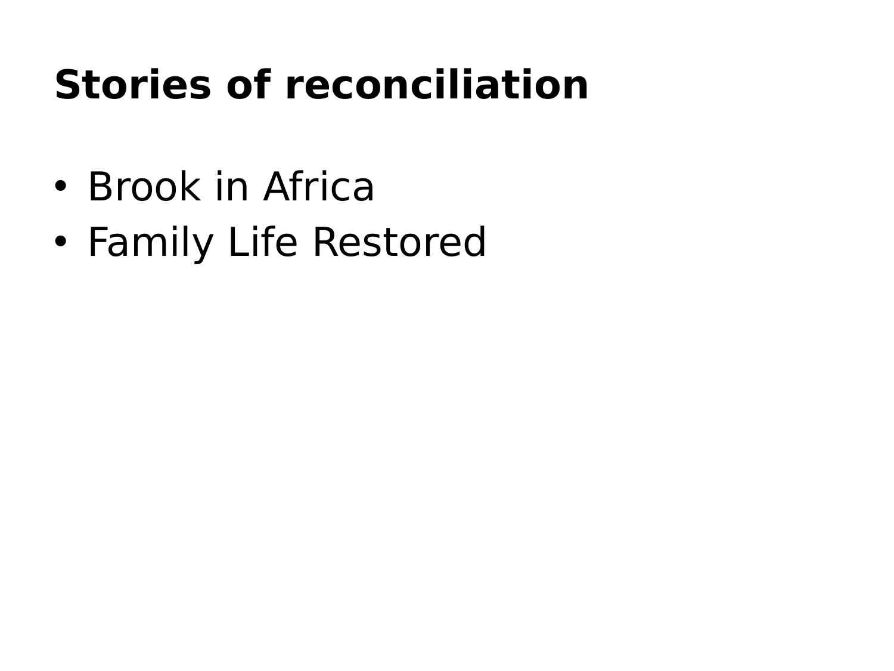# Stories of reconciliation

- Brook in Africa
- Family Life Restored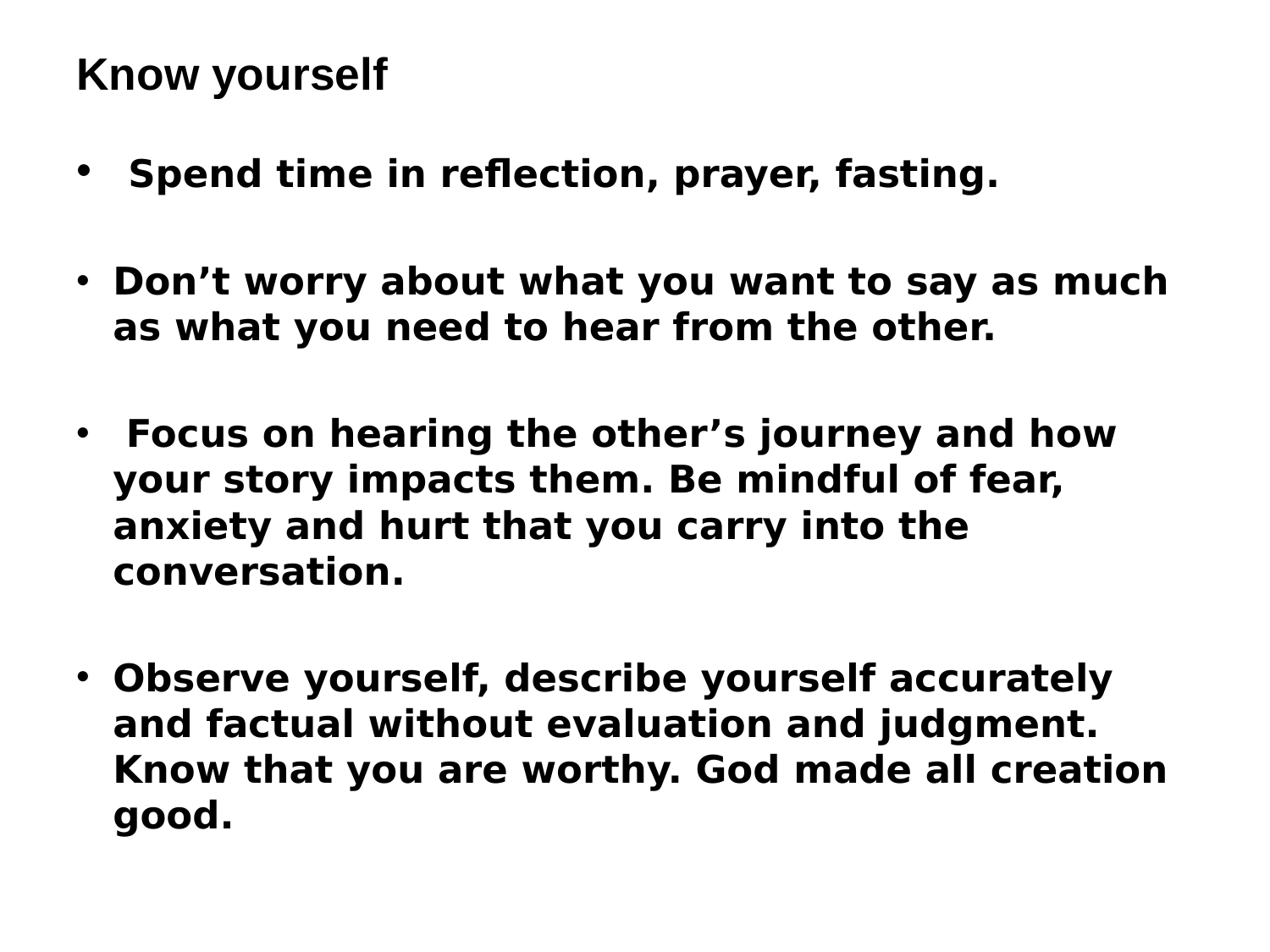# Know yourself

- **Spend time in reflection, prayer, fasting.**
- **Don't worry about what you want to say as much as what you need to hear from the other.**
- **Focus on hearing the other's journey and how your story impacts them. Be mindful of fear, anxiety and hurt that you carry into the conversation.**
- **Observe yourself, describe yourself accurately and factual without evaluation and judgment. Know that you are worthy. God made all creation good.**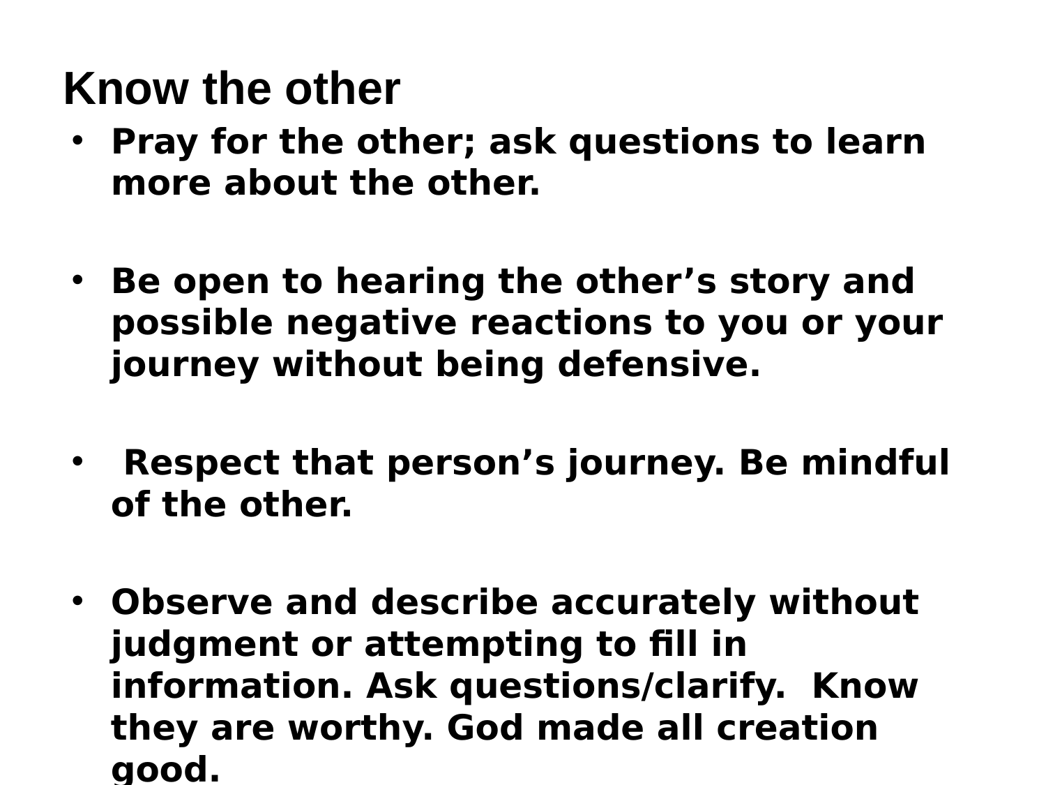# Know the other

- **Pray for the other; ask questions to learn more about the other.**

- **Be open to hearing the other’s story and possible negative reactions to you or your journey without being defensive.**

- **Respect that person’s journey. Be mindful of the other.**

- **Observe and describe accurately without judgment or attempting to fill in information. Ask questions/clarify. Know they are worthy. God made all creation good.**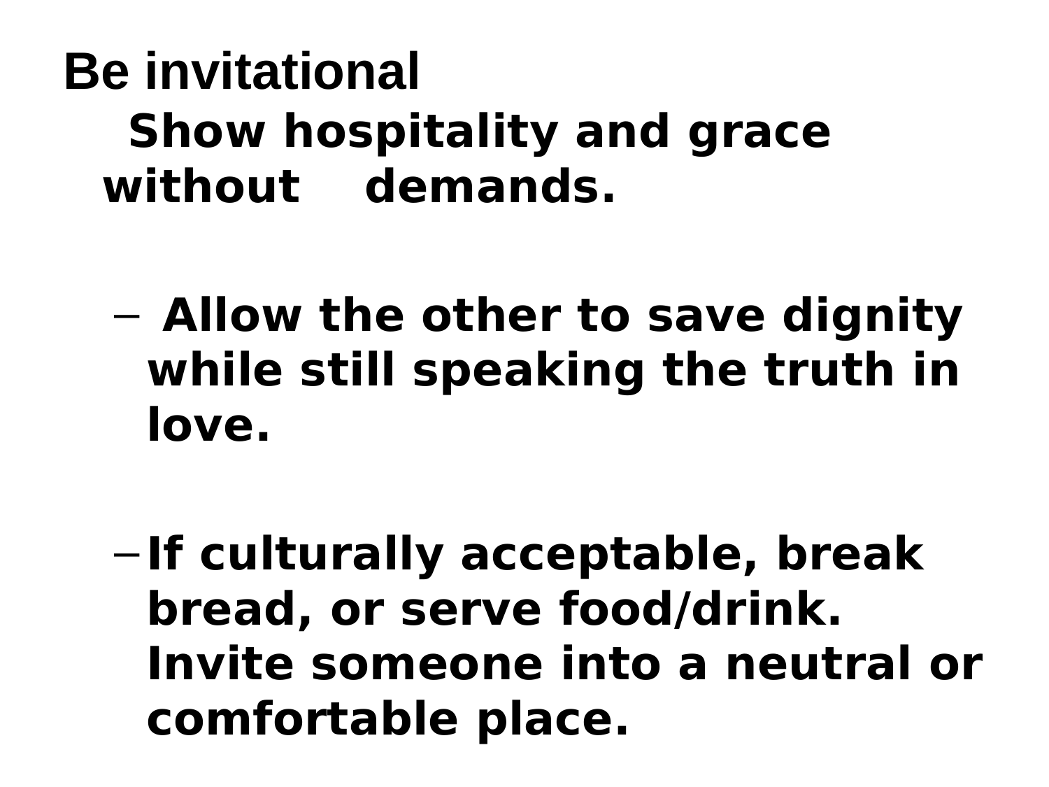# Be invitational

**Show hospitality and grace without demands.**

- **Allow the other to save dignity while still speaking the truth in love.**
- **If culturally acceptable, break bread, or serve food/drink. Invite someone into a neutral or comfortable place.**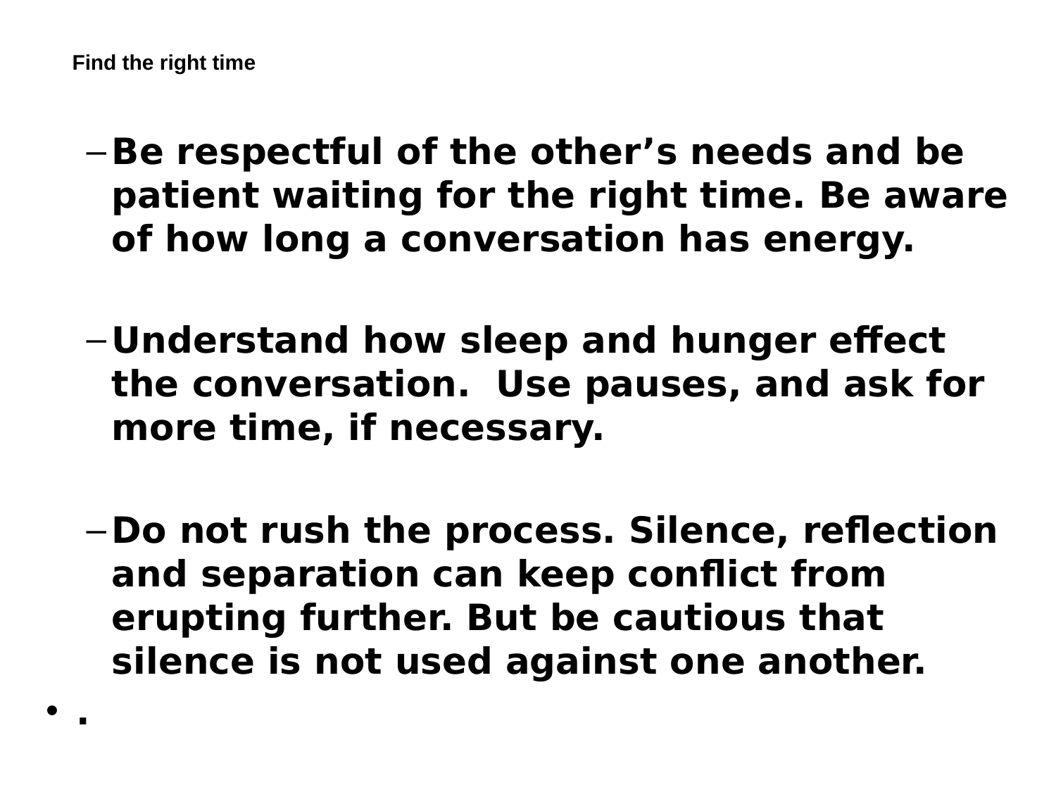## Find the right time

- **Be respectful of the other's needs and be patient waiting for the right time. Be aware of how long a conversation has energy.**

- **Understand how sleep and hunger effect the conversation.  Use pauses, and ask for more time, if necessary.**

- **Do not rush the process. Silence, reflection and separation can keep conflict from erupting further. But be cautious that silence is not used against one another.**

- **.**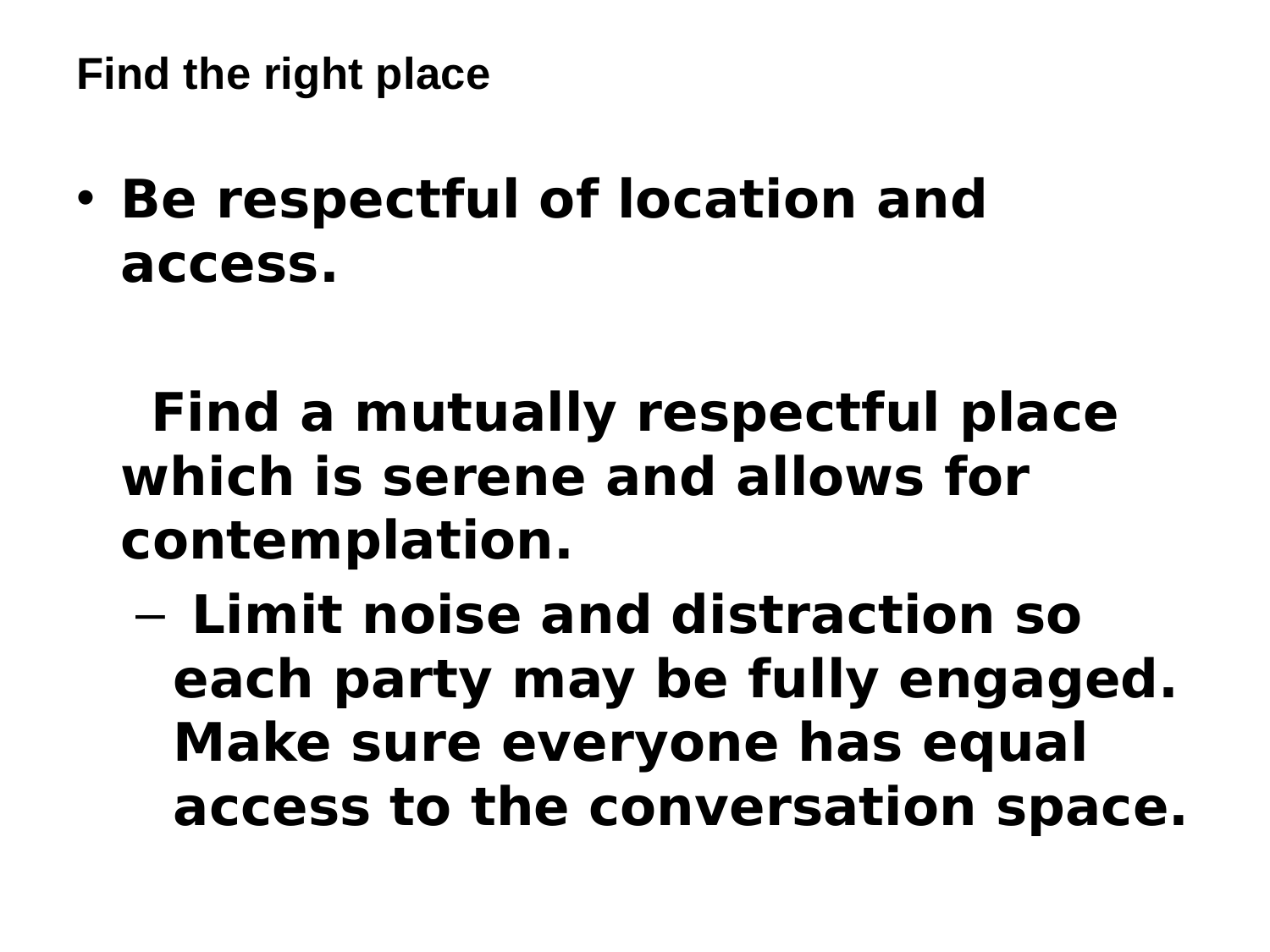## Find the right place

- **Be respectful of location and access.**

  **Find a mutually respectful place which is serene and allows for contemplation.**

  - **Limit noise and distraction so each party may be fully engaged. Make sure everyone has equal access to the conversation space.**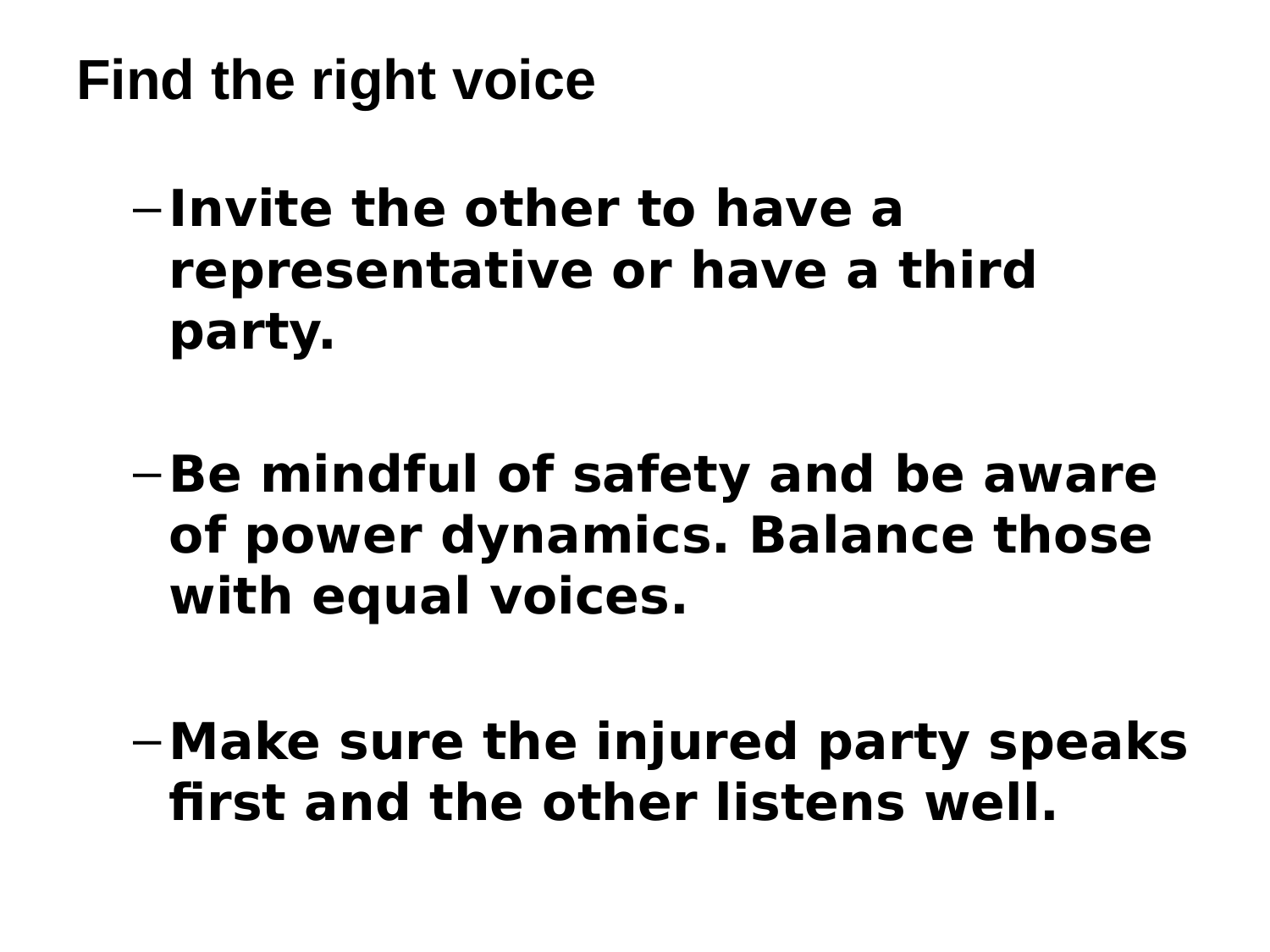# Find the right voice

- **Invite the other to have a representative or have a third party.**

- **Be mindful of safety and be aware of power dynamics. Balance those with equal voices.**

- **Make sure the injured party speaks first and the other listens well.**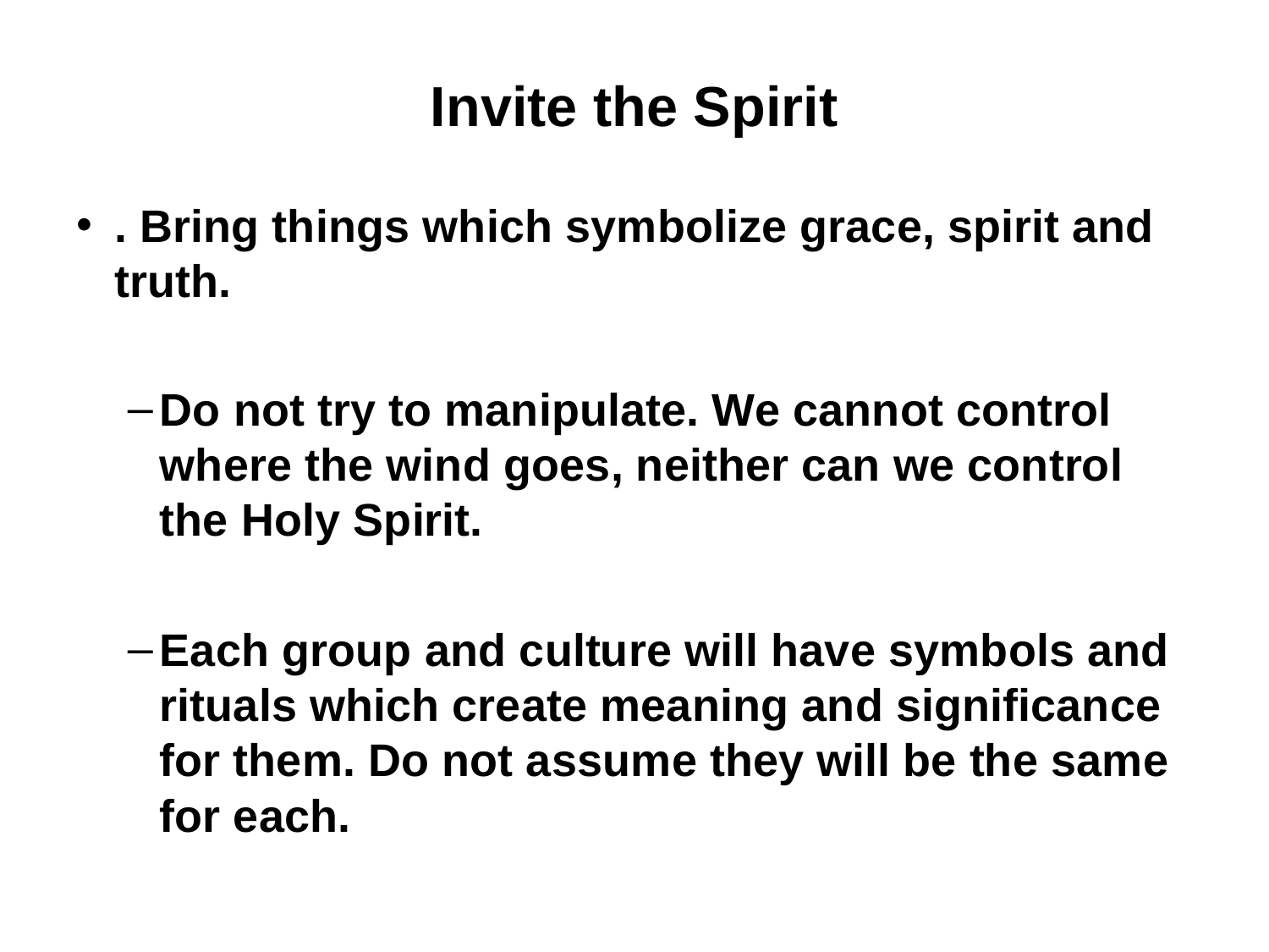# Invite the Spirit

- . Bring things which symbolize grace, spirit and truth.
  - Do not try to manipulate. We cannot control where the wind goes, neither can we control the Holy Spirit.
  - Each group and culture will have symbols and rituals which create meaning and significance for them. Do not assume they will be the same for each.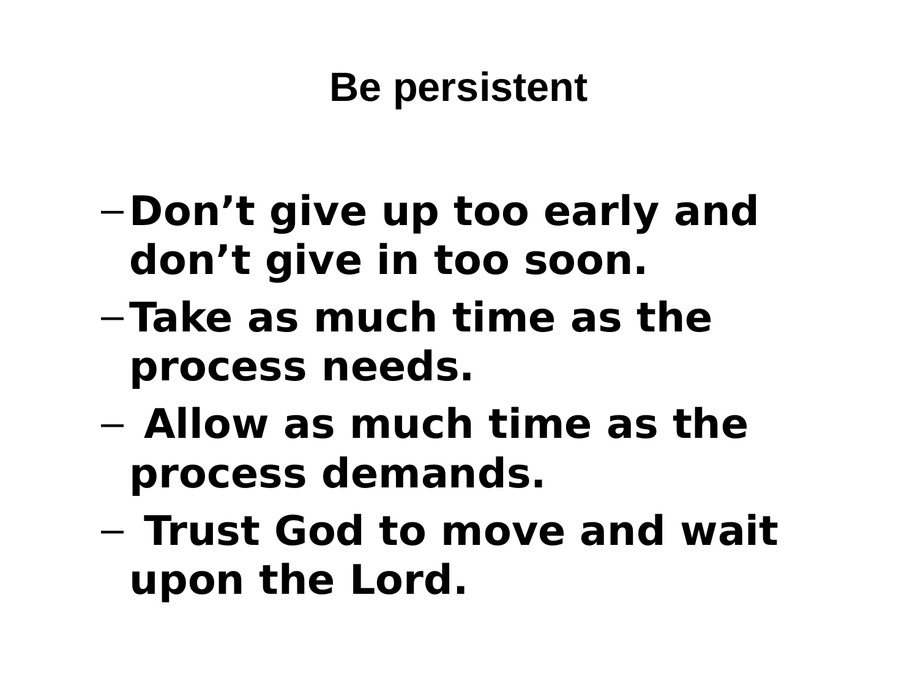# Be persistent

- **Don't give up too early and don't give in too soon.**
- **Take as much time as the process needs.**
- **Allow as much time as the process demands.**
- **Trust God to move and wait upon the Lord.**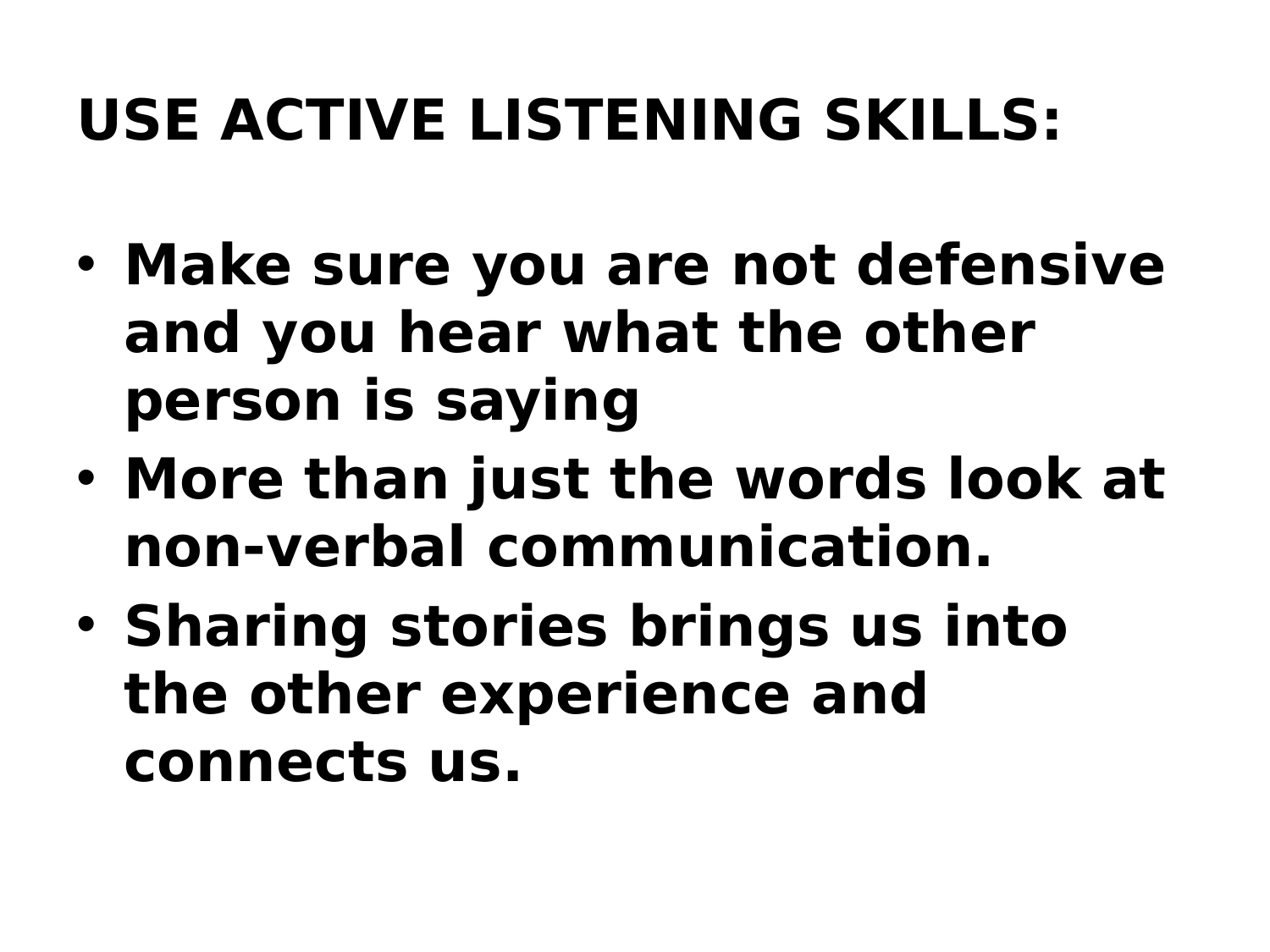# USE ACTIVE LISTENING SKILLS:

- **Make sure you are not defensive and you hear what the other person is saying**
- **More than just the words look at non-verbal communication.**
- **Sharing stories brings us into the other experience and connects us.**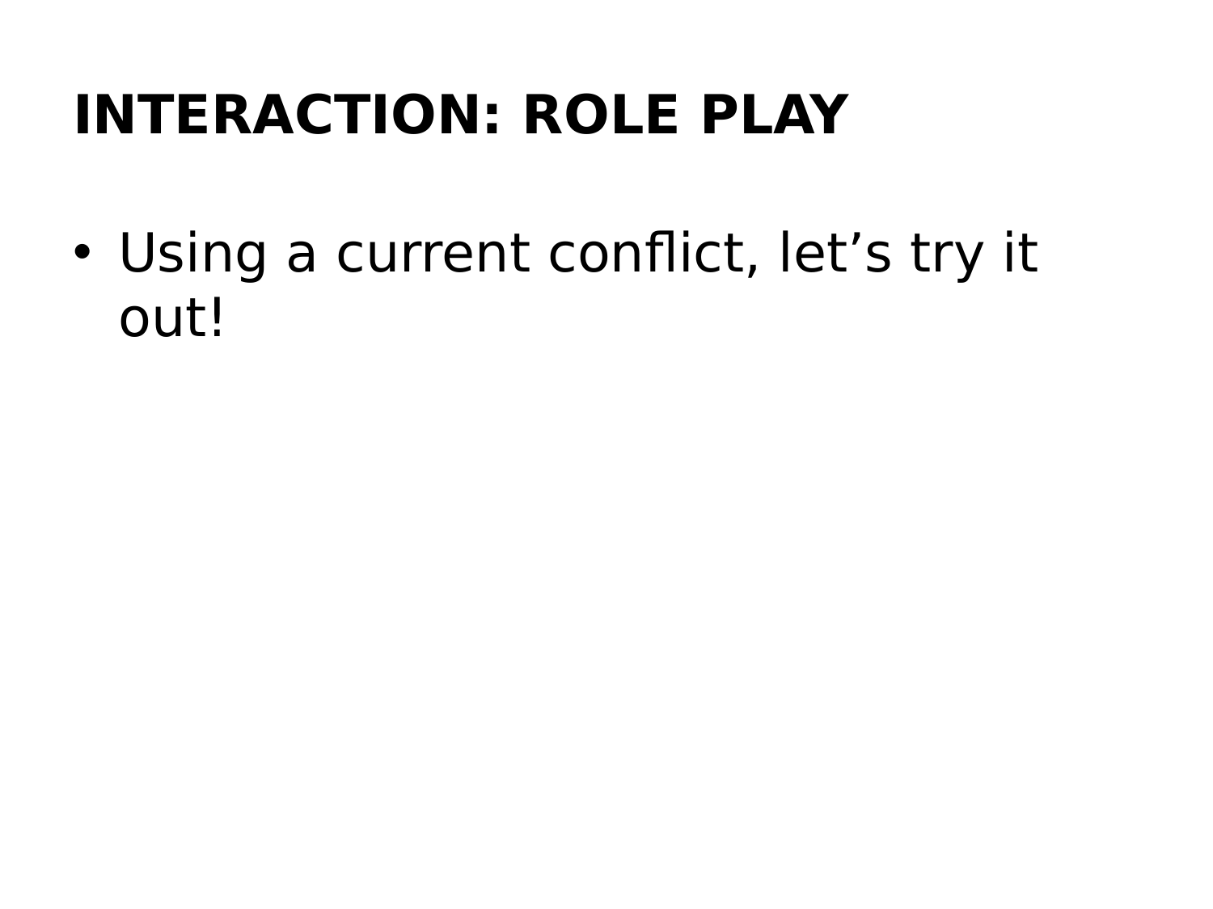# INTERACTION: ROLE PLAY

- Using a current conflict, let’s try it out!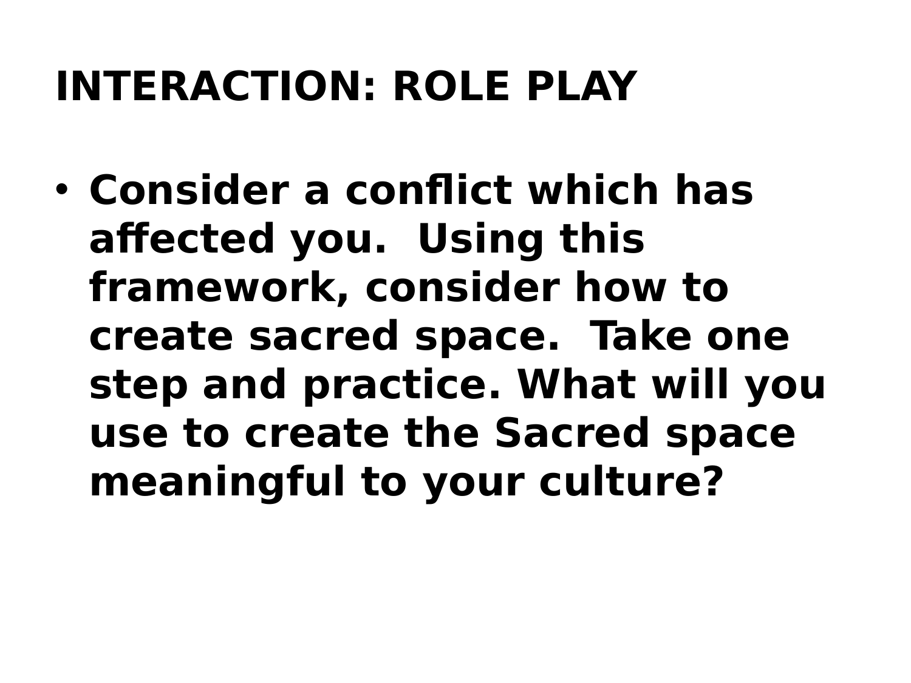# INTERACTION: ROLE PLAY

- Consider a conflict which has affected you. Using this framework, consider how to create sacred space. Take one step and practice. What will you use to create the Sacred space meaningful to your culture?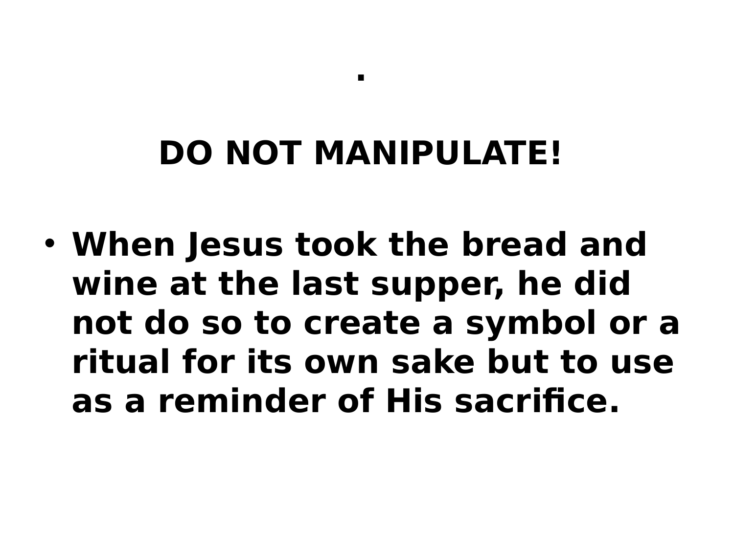.

# DO NOT MANIPULATE!

- **When Jesus took the bread and wine at the last supper, he did not do so to create a symbol or a ritual for its own sake but to use as a reminder of His sacrifice.**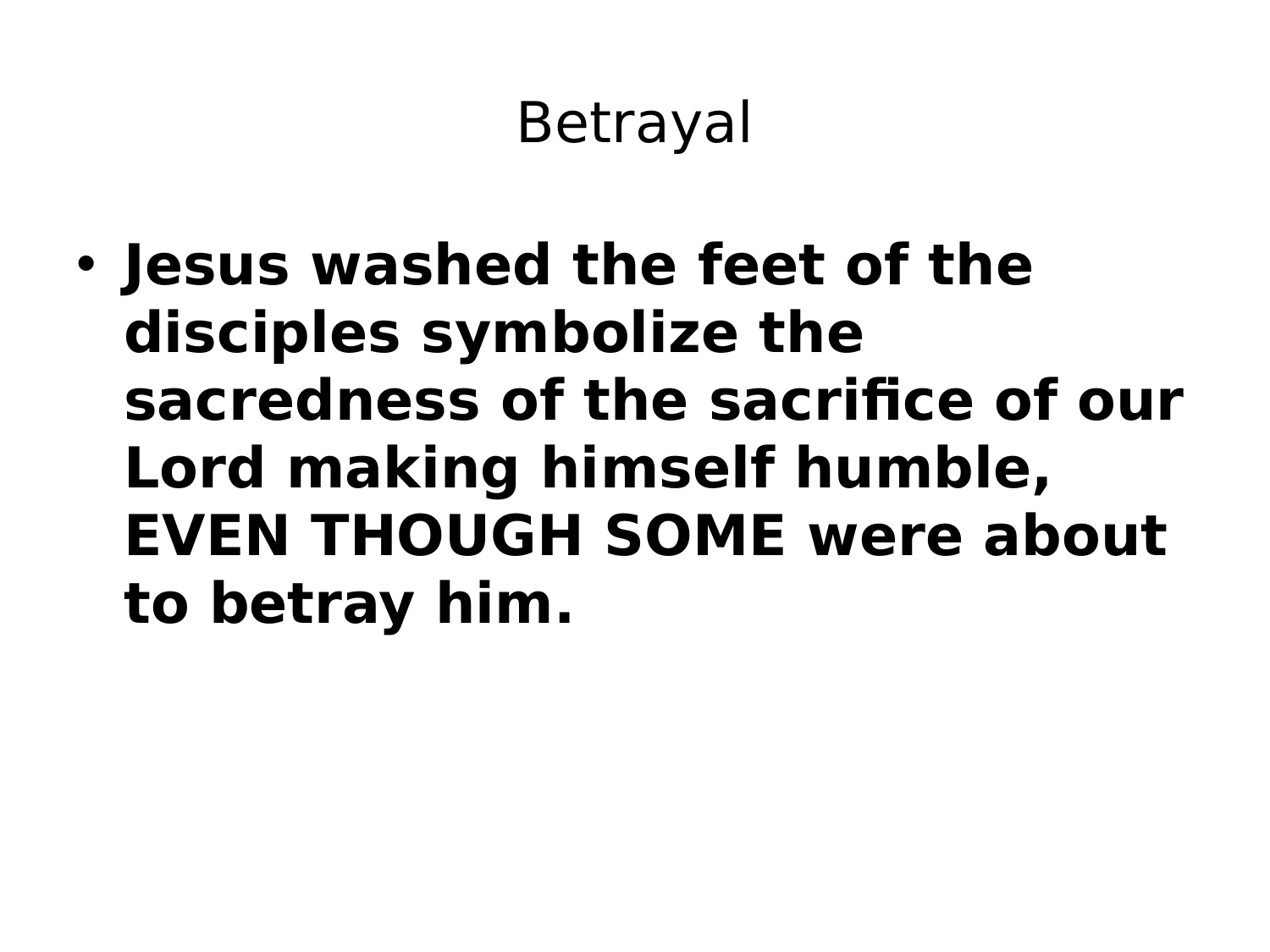# Betrayal

- **Jesus washed the feet of the disciples symbolize the sacredness of the sacrifice of our Lord making himself humble, EVEN THOUGH SOME were about to betray him.**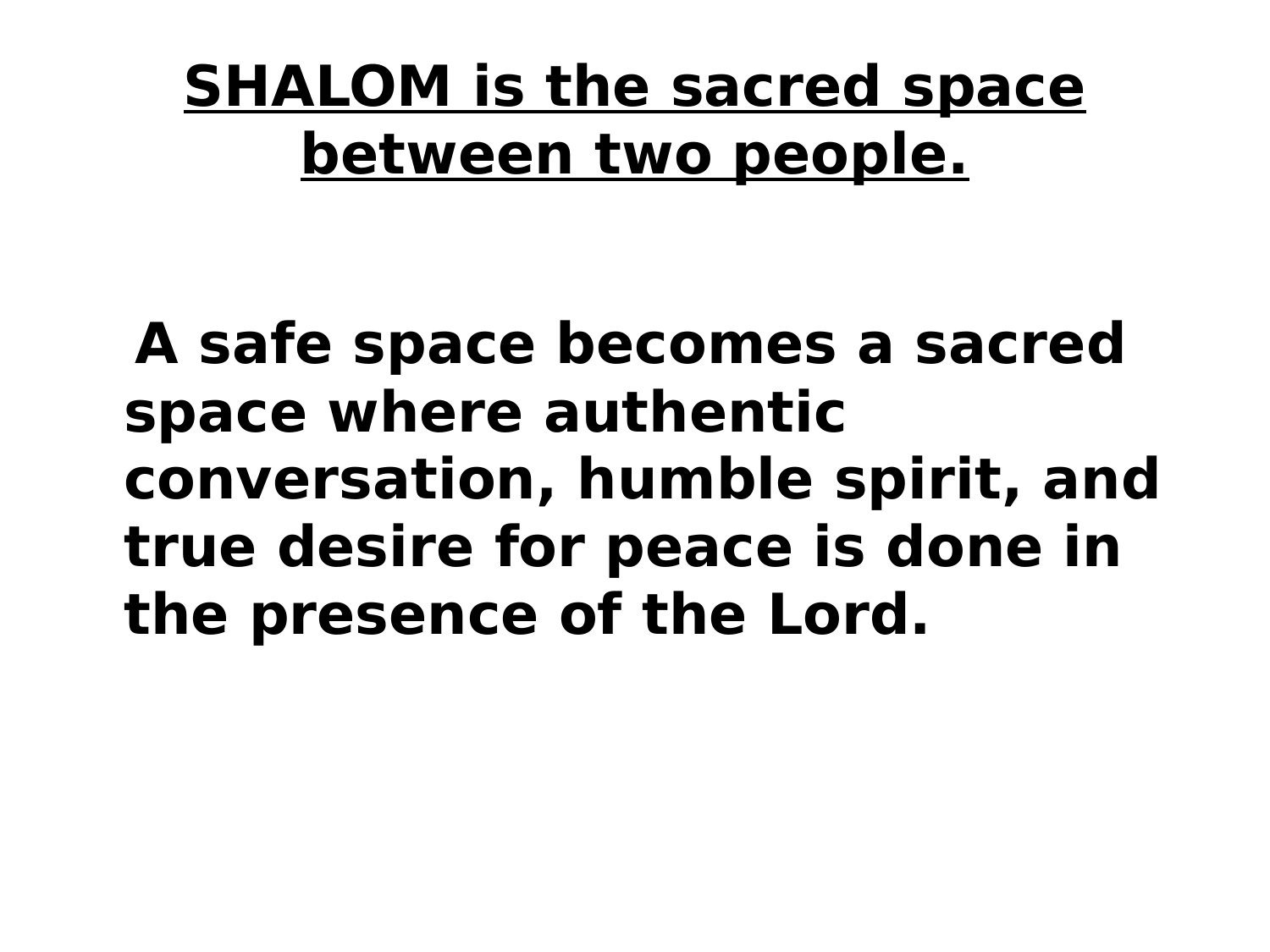# SHALOM is the sacred space between two people.

**A safe space becomes a sacred space where authentic conversation, humble spirit, and true desire for peace is done in the presence of the Lord.**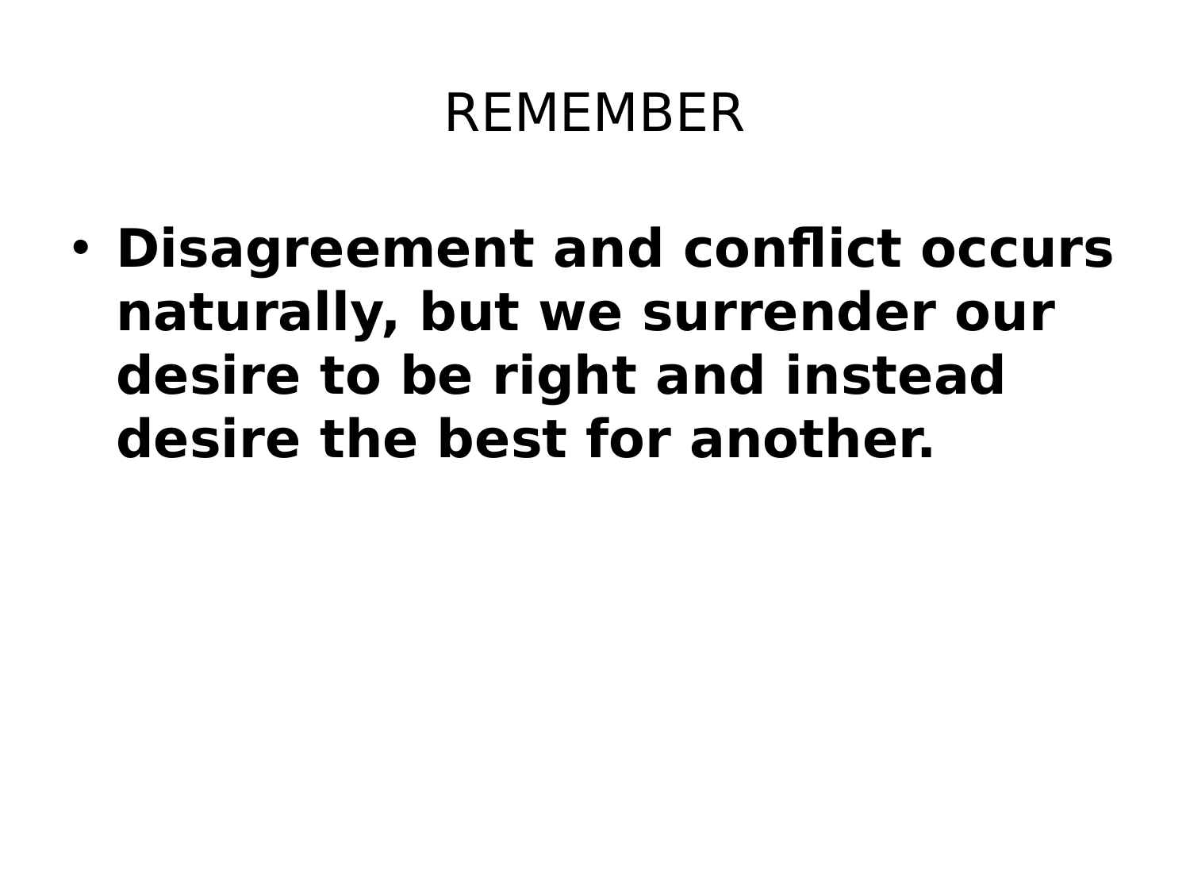# REMEMBER

- **Disagreement and conflict occurs naturally, but we surrender our desire to be right and instead desire the best for another.**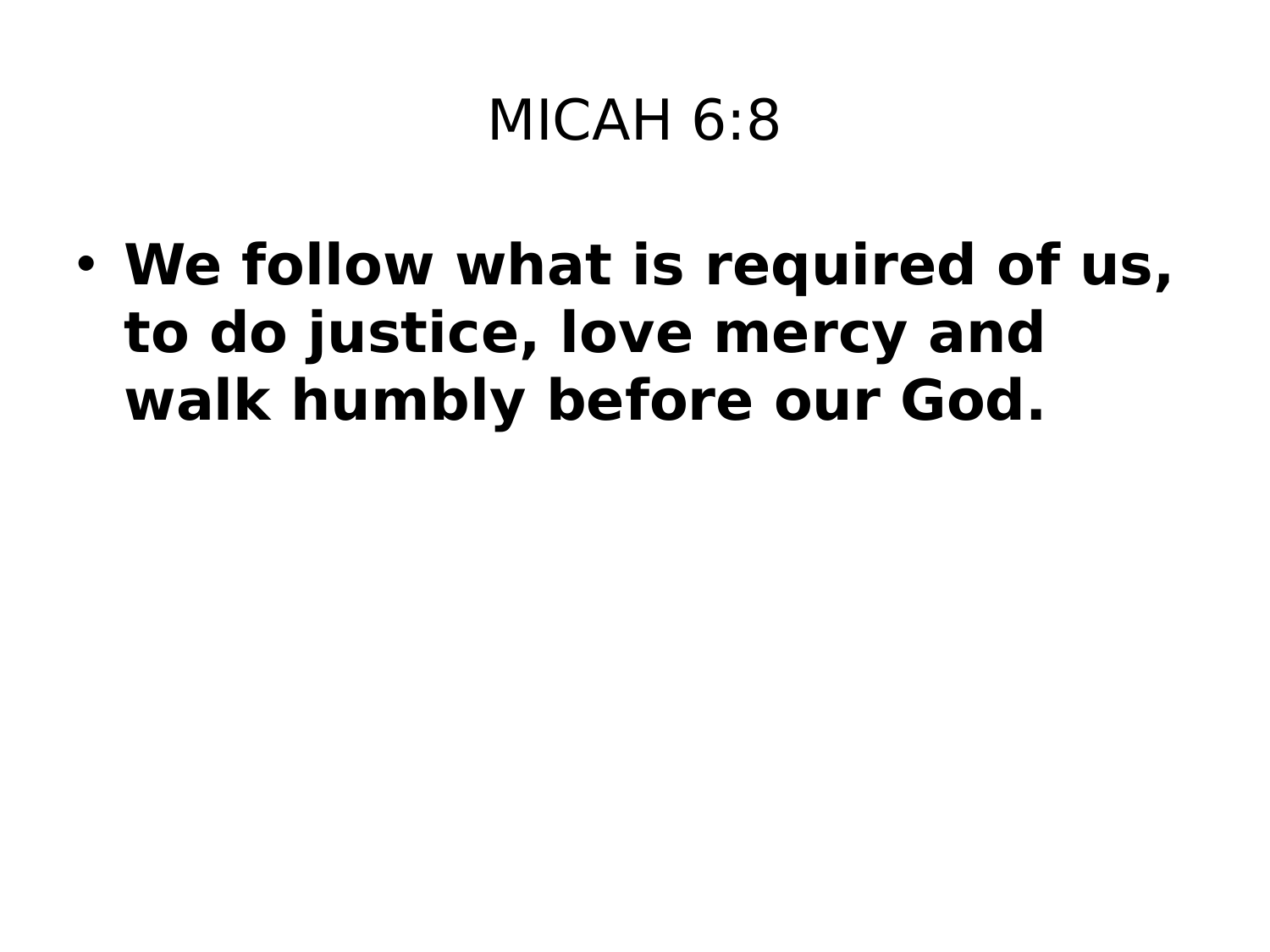# MICAH 6:8

- **We follow what is required of us, to do justice, love mercy and walk humbly before our God.**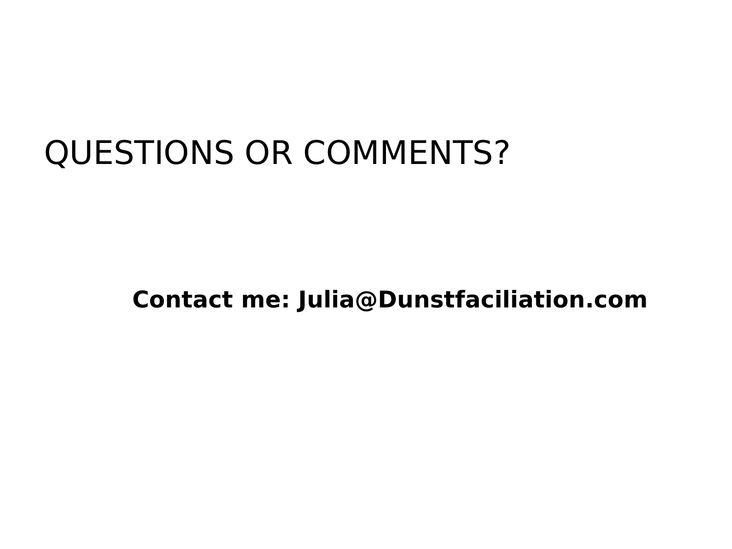# QUESTIONS OR COMMENTS?

**Contact me: Julia@Dunstfaciliation.com**